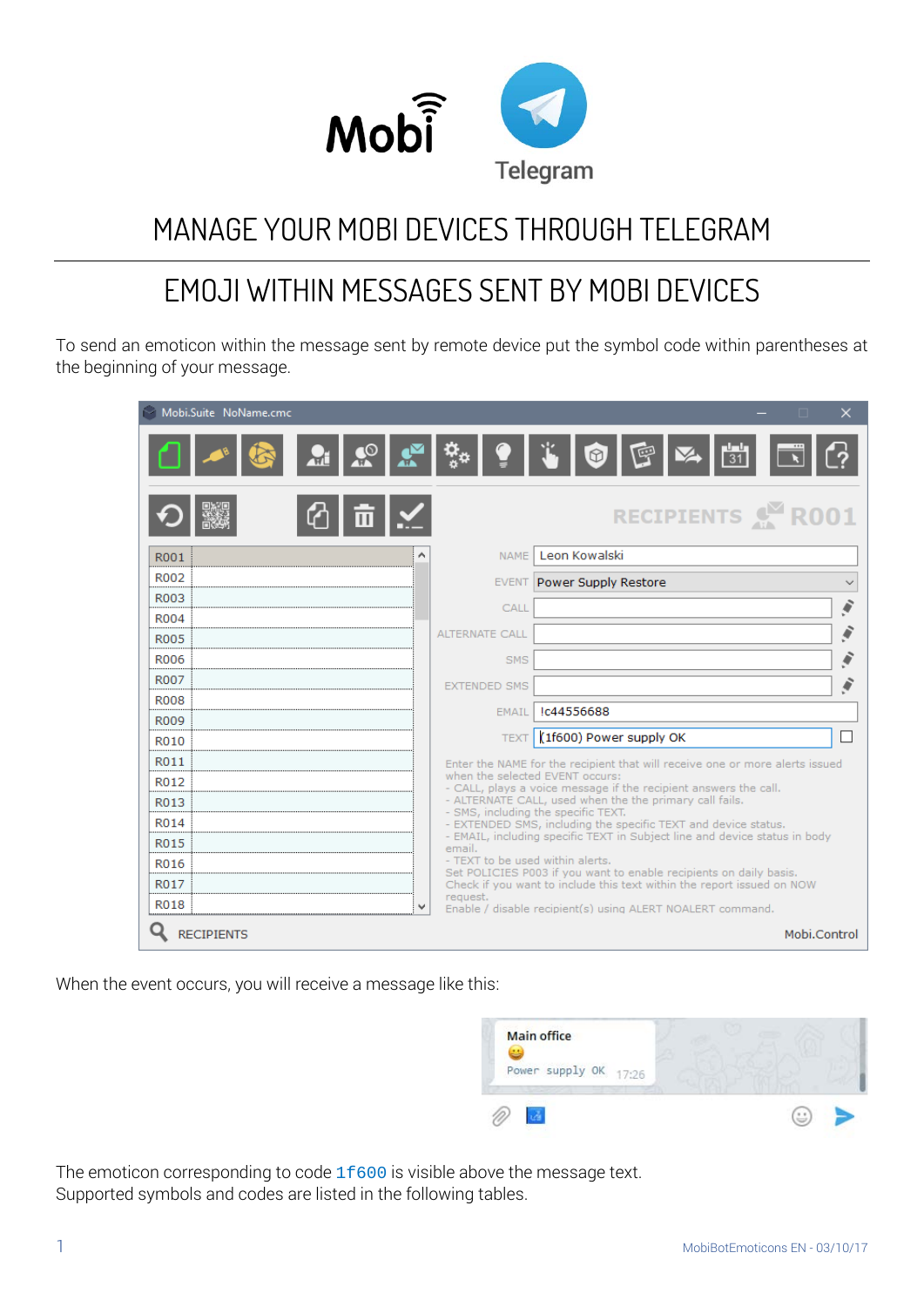# MANAGE YOUR MOBI DEVICES THROUGH TELEGRAM

## EMOJI WITHIN MESSAGES SENT BY MOBI DEVICES

To send an emoticon within the message sent by remote device put the symbol code within parentheses at the beginning of your message.

When the event occurs, you will receive a message like this:

The emoticon corresponding to code `1f600` is visible above the message text.
Supported symbols and codes are listed in the following tables.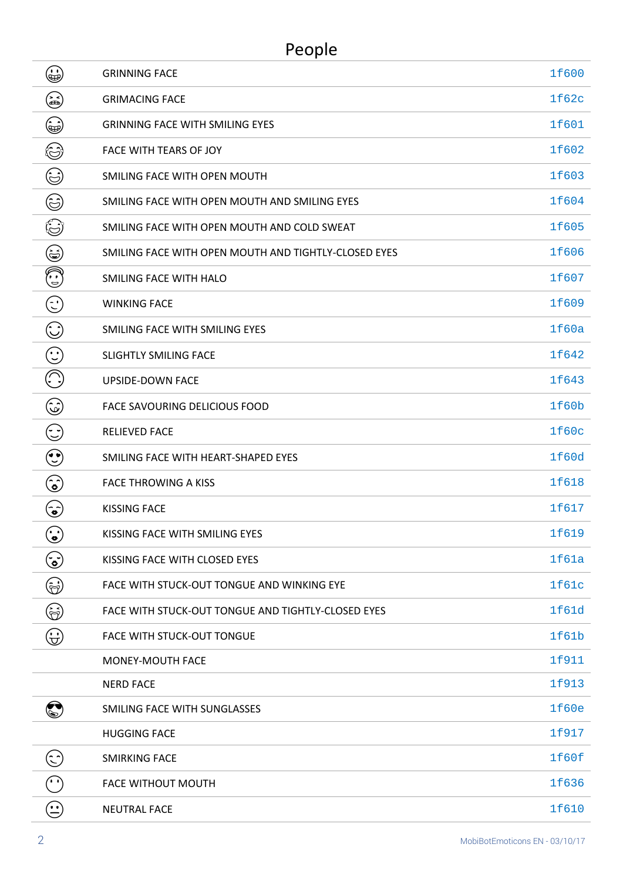# People

| | | |
|---|---|---|
| | GRINNING FACE | 1f600 |
| | GRIMACING FACE | 1f62c |
| | GRINNING FACE WITH SMILING EYES | 1f601 |
| | FACE WITH TEARS OF JOY | 1f602 |
| | SMILING FACE WITH OPEN MOUTH | 1f603 |
| | SMILING FACE WITH OPEN MOUTH AND SMILING EYES | 1f604 |
| | SMILING FACE WITH OPEN MOUTH AND COLD SWEAT | 1f605 |
| | SMILING FACE WITH OPEN MOUTH AND TIGHTLY-CLOSED EYES | 1f606 |
| | SMILING FACE WITH HALO | 1f607 |
| | WINKING FACE | 1f609 |
| | SMILING FACE WITH SMILING EYES | 1f60a |
| | SLIGHTLY SMILING FACE | 1f642 |
| | UPSIDE-DOWN FACE | 1f643 |
| | FACE SAVOURING DELICIOUS FOOD | 1f60b |
| | RELIEVED FACE | 1f60c |
| | SMILING FACE WITH HEART-SHAPED EYES | 1f60d |
| | FACE THROWING A KISS | 1f618 |
| | KISSING FACE | 1f617 |
| | KISSING FACE WITH SMILING EYES | 1f619 |
| | KISSING FACE WITH CLOSED EYES | 1f61a |
| | FACE WITH STUCK-OUT TONGUE AND WINKING EYE | 1f61c |
| | FACE WITH STUCK-OUT TONGUE AND TIGHTLY-CLOSED EYES | 1f61d |
| | FACE WITH STUCK-OUT TONGUE | 1f61b |
| | MONEY-MOUTH FACE | 1f911 |
| | NERD FACE | 1f913 |
| | SMILING FACE WITH SUNGLASSES | 1f60e |
| | HUGGING FACE | 1f917 |
| | SMIRKING FACE | 1f60f |
| | FACE WITHOUT MOUTH | 1f636 |
| | NEUTRAL FACE | 1f610 |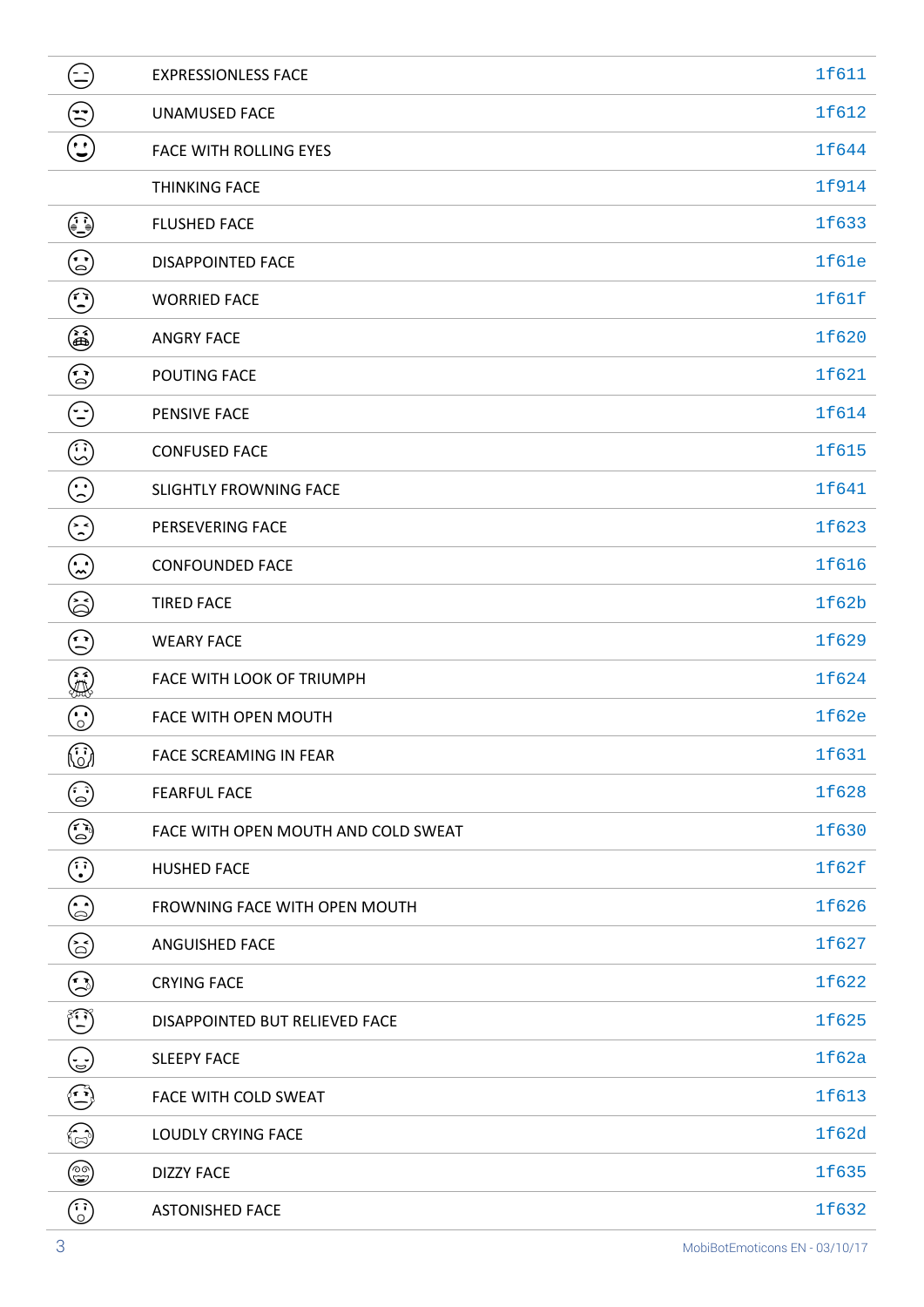|  |  |  |
| --- | --- | --- |
| 😑 | EXPRESSIONLESS FACE | 1f611 |
| 😒 | UNAMUSED FACE | 1f612 |
| 🙄 | FACE WITH ROLLING EYES | 1f644 |
|  | THINKING FACE | 1f914 |
| 😳 | FLUSHED FACE | 1f633 |
| 😞 | DISAPPOINTED FACE | 1f61e |
| 😟 | WORRIED FACE | 1f61f |
| 😠 | ANGRY FACE | 1f620 |
| 😡 | POUTING FACE | 1f621 |
| 😔 | PENSIVE FACE | 1f614 |
| 😕 | CONFUSED FACE | 1f615 |
| 🙁 | SLIGHTLY FROWNING FACE | 1f641 |
| 😣 | PERSEVERING FACE | 1f623 |
| 😖 | CONFOUNDED FACE | 1f616 |
| 😫 | TIRED FACE | 1f62b |
| 😩 | WEARY FACE | 1f629 |
| 😤 | FACE WITH LOOK OF TRIUMPH | 1f624 |
| 😮 | FACE WITH OPEN MOUTH | 1f62e |
| 😱 | FACE SCREAMING IN FEAR | 1f631 |
| 😨 | FEARFUL FACE | 1f628 |
| 😰 | FACE WITH OPEN MOUTH AND COLD SWEAT | 1f630 |
| 😯 | HUSHED FACE | 1f62f |
| 😦 | FROWNING FACE WITH OPEN MOUTH | 1f626 |
| 😧 | ANGUISHED FACE | 1f627 |
| 😢 | CRYING FACE | 1f622 |
| 😥 | DISAPPOINTED BUT RELIEVED FACE | 1f625 |
| 😪 | SLEEPY FACE | 1f62a |
| 😓 | FACE WITH COLD SWEAT | 1f613 |
| 😭 | LOUDLY CRYING FACE | 1f62d |
| 😵 | DIZZY FACE | 1f635 |
| 😲 | ASTONISHED FACE | 1f632 |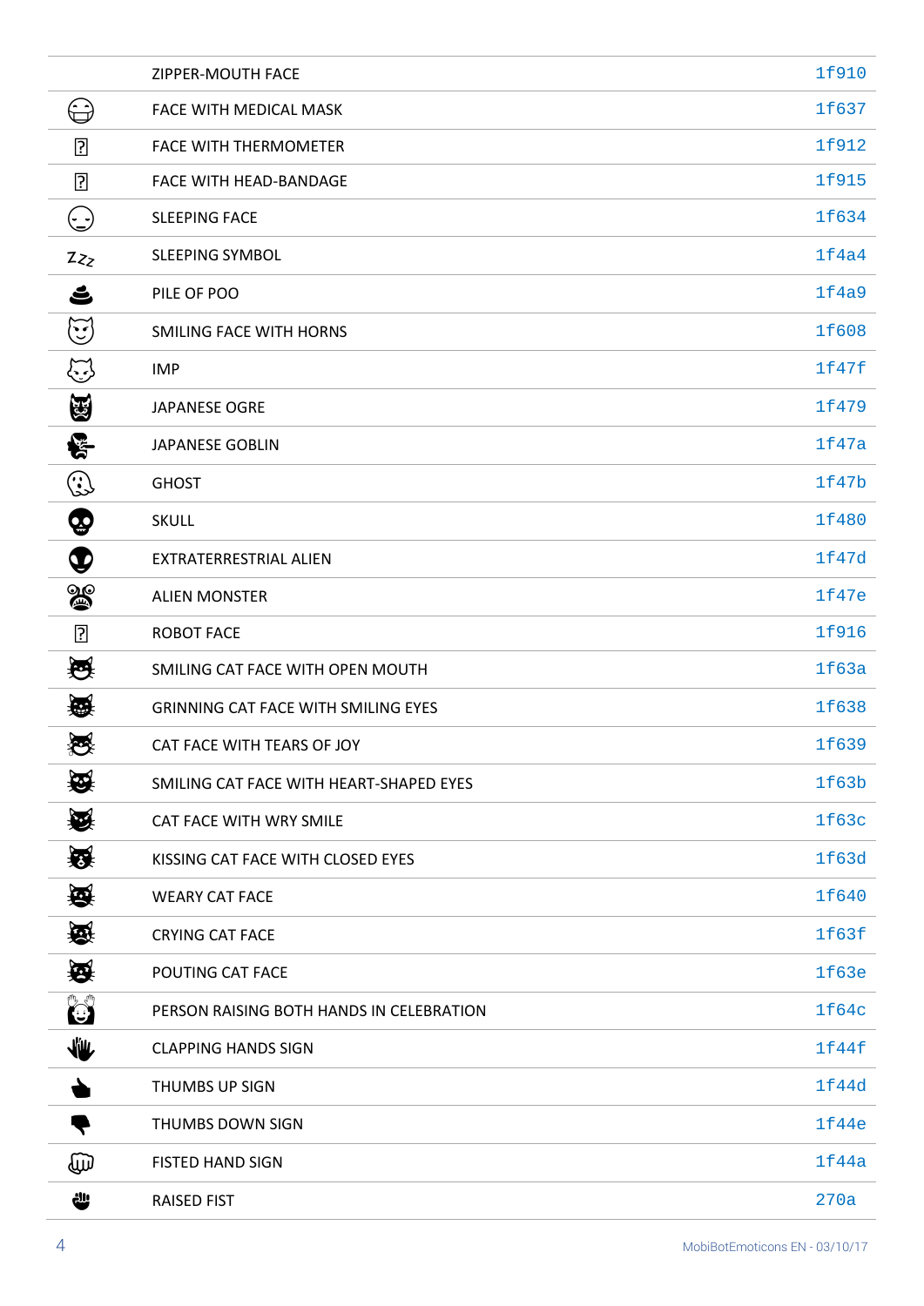|  |  |  |
|---|---|---|
|  | ZIPPER-MOUTH FACE | 1f910 |
|  | FACE WITH MEDICAL MASK | 1f637 |
|  | FACE WITH THERMOMETER | 1f912 |
|  | FACE WITH HEAD-BANDAGE | 1f915 |
|  | SLEEPING FACE | 1f634 |
| Zzz | SLEEPING SYMBOL | 1f4a4 |
|  | PILE OF POO | 1f4a9 |
|  | SMILING FACE WITH HORNS | 1f608 |
|  | IMP | 1f47f |
|  | JAPANESE OGRE | 1f479 |
|  | JAPANESE GOBLIN | 1f47a |
|  | GHOST | 1f47b |
|  | SKULL | 1f480 |
|  | EXTRATERRESTRIAL ALIEN | 1f47d |
|  | ALIEN MONSTER | 1f47e |
|  | ROBOT FACE | 1f916 |
|  | SMILING CAT FACE WITH OPEN MOUTH | 1f63a |
|  | GRINNING CAT FACE WITH SMILING EYES | 1f638 |
|  | CAT FACE WITH TEARS OF JOY | 1f639 |
|  | SMILING CAT FACE WITH HEART-SHAPED EYES | 1f63b |
|  | CAT FACE WITH WRY SMILE | 1f63c |
|  | KISSING CAT FACE WITH CLOSED EYES | 1f63d |
|  | WEARY CAT FACE | 1f640 |
|  | CRYING CAT FACE | 1f63f |
|  | POUTING CAT FACE | 1f63e |
|  | PERSON RAISING BOTH HANDS IN CELEBRATION | 1f64c |
|  | CLAPPING HANDS SIGN | 1f44f |
|  | THUMBS UP SIGN | 1f44d |
|  | THUMBS DOWN SIGN | 1f44e |
|  | FISTED HAND SIGN | 1f44a |
|  | RAISED FIST | 270a |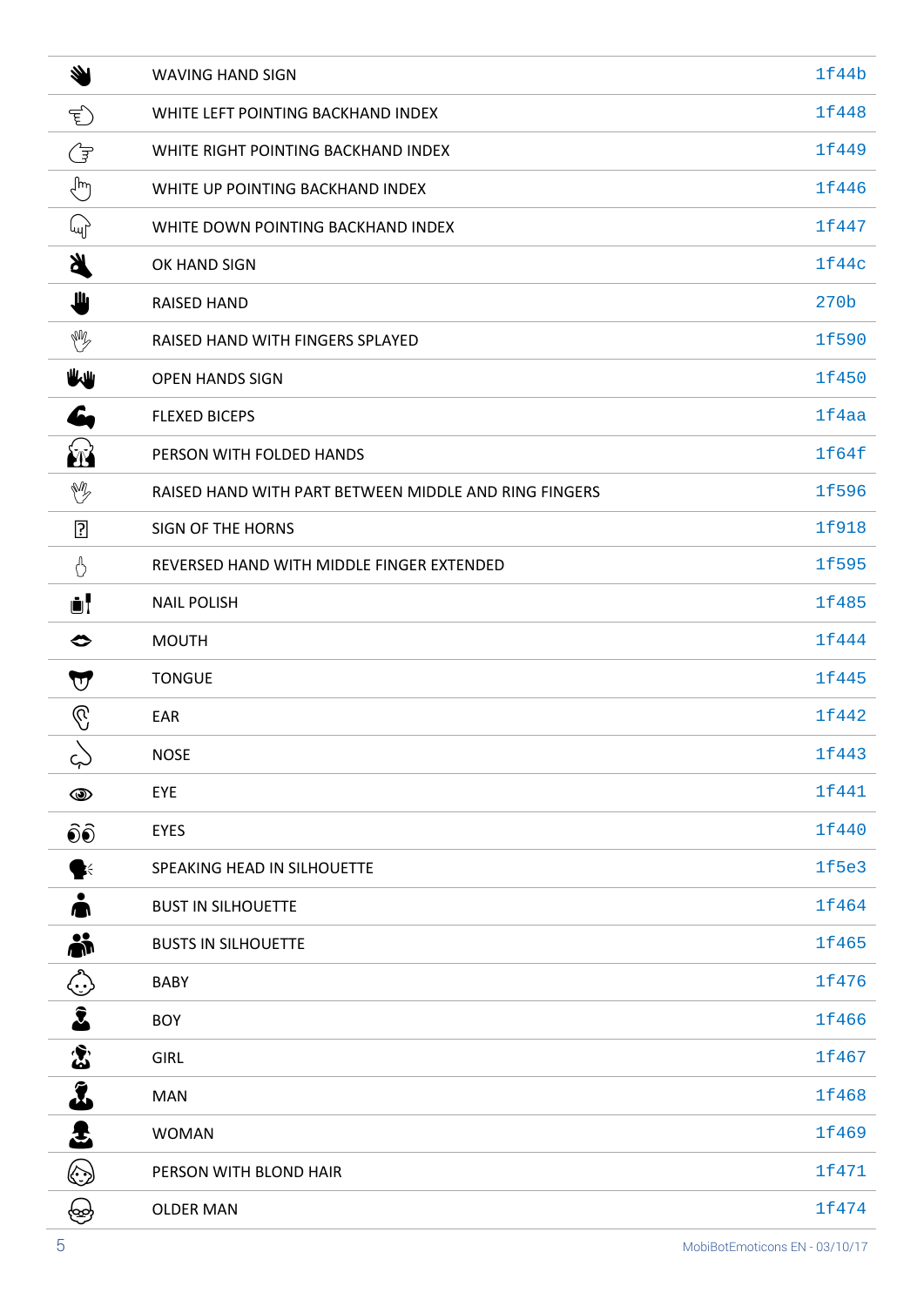| | | |
|---|---|---|
| | WAVING HAND SIGN | 1f44b |
| | WHITE LEFT POINTING BACKHAND INDEX | 1f448 |
| | WHITE RIGHT POINTING BACKHAND INDEX | 1f449 |
| | WHITE UP POINTING BACKHAND INDEX | 1f446 |
| | WHITE DOWN POINTING BACKHAND INDEX | 1f447 |
| | OK HAND SIGN | 1f44c |
| | RAISED HAND | 270b |
| | RAISED HAND WITH FINGERS SPLAYED | 1f590 |
| | OPEN HANDS SIGN | 1f450 |
| | FLEXED BICEPS | 1f4aa |
| | PERSON WITH FOLDED HANDS | 1f64f |
| | RAISED HAND WITH PART BETWEEN MIDDLE AND RING FINGERS | 1f596 |
| | SIGN OF THE HORNS | 1f918 |
| | REVERSED HAND WITH MIDDLE FINGER EXTENDED | 1f595 |
| | NAIL POLISH | 1f485 |
| | MOUTH | 1f444 |
| | TONGUE | 1f445 |
| | EAR | 1f442 |
| | NOSE | 1f443 |
| | EYE | 1f441 |
| | EYES | 1f440 |
| | SPEAKING HEAD IN SILHOUETTE | 1f5e3 |
| | BUST IN SILHOUETTE | 1f464 |
| | BUSTS IN SILHOUETTE | 1f465 |
| | BABY | 1f476 |
| | BOY | 1f466 |
| | GIRL | 1f467 |
| | MAN | 1f468 |
| | WOMAN | 1f469 |
| | PERSON WITH BLOND HAIR | 1f471 |
| | OLDER MAN | 1f474 |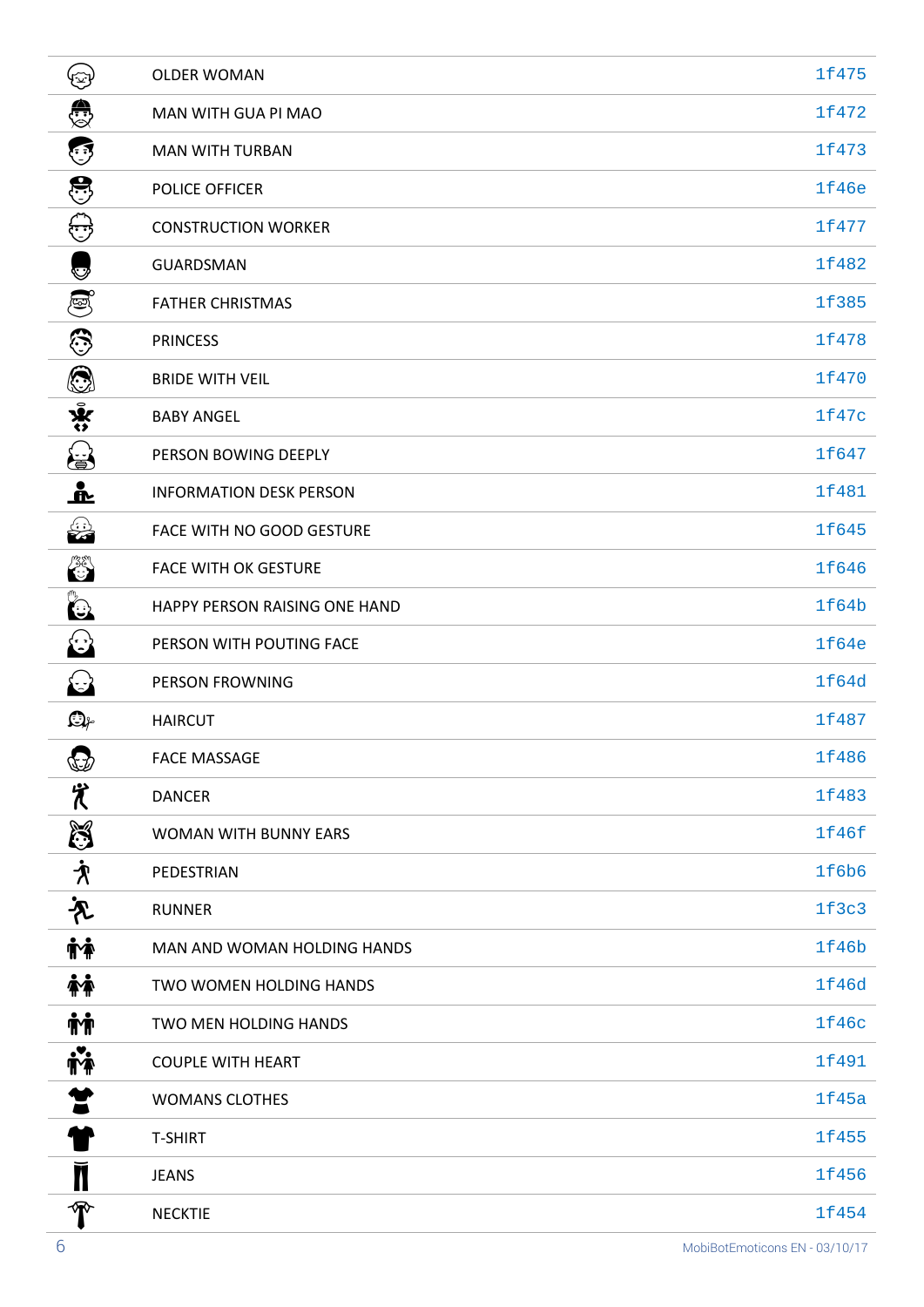|  |  |  |
|---|---|---|
|  | OLDER WOMAN | 1f475 |
|  | MAN WITH GUA PI MAO | 1f472 |
|  | MAN WITH TURBAN | 1f473 |
|  | POLICE OFFICER | 1f46e |
|  | CONSTRUCTION WORKER | 1f477 |
|  | GUARDSMAN | 1f482 |
|  | FATHER CHRISTMAS | 1f385 |
|  | PRINCESS | 1f478 |
|  | BRIDE WITH VEIL | 1f470 |
|  | BABY ANGEL | 1f47c |
|  | PERSON BOWING DEEPLY | 1f647 |
|  | INFORMATION DESK PERSON | 1f481 |
|  | FACE WITH NO GOOD GESTURE | 1f645 |
|  | FACE WITH OK GESTURE | 1f646 |
|  | HAPPY PERSON RAISING ONE HAND | 1f64b |
|  | PERSON WITH POUTING FACE | 1f64e |
|  | PERSON FROWNING | 1f64d |
|  | HAIRCUT | 1f487 |
|  | FACE MASSAGE | 1f486 |
|  | DANCER | 1f483 |
|  | WOMAN WITH BUNNY EARS | 1f46f |
|  | PEDESTRIAN | 1f6b6 |
|  | RUNNER | 1f3c3 |
|  | MAN AND WOMAN HOLDING HANDS | 1f46b |
|  | TWO WOMEN HOLDING HANDS | 1f46d |
|  | TWO MEN HOLDING HANDS | 1f46c |
|  | COUPLE WITH HEART | 1f491 |
|  | WOMANS CLOTHES | 1f45a |
|  | T-SHIRT | 1f455 |
|  | JEANS | 1f456 |
|  | NECKTIE | 1f454 |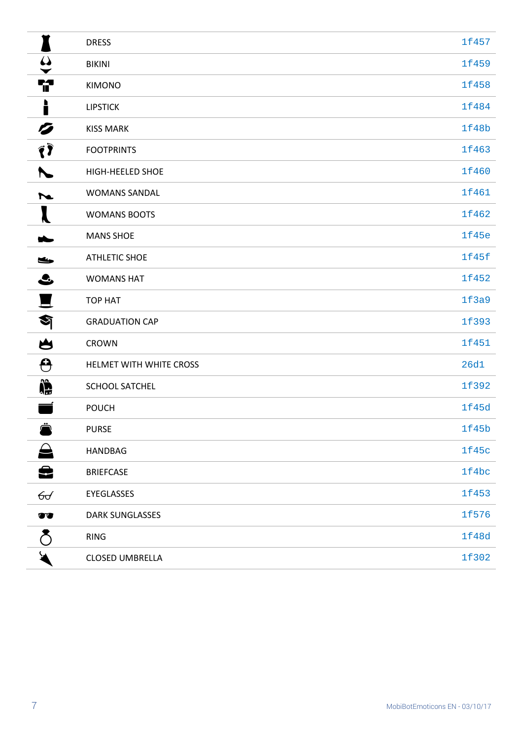| | | |
|---|---|---|
| | DRESS | 1f457 |
| | BIKINI | 1f459 |
| | KIMONO | 1f458 |
| | LIPSTICK | 1f484 |
| | KISS MARK | 1f48b |
| | FOOTPRINTS | 1f463 |
| | HIGH-HEELED SHOE | 1f460 |
| | WOMANS SANDAL | 1f461 |
| | WOMANS BOOTS | 1f462 |
| | MANS SHOE | 1f45e |
| | ATHLETIC SHOE | 1f45f |
| | WOMANS HAT | 1f452 |
| | TOP HAT | 1f3a9 |
| | GRADUATION CAP | 1f393 |
| | CROWN | 1f451 |
| | HELMET WITH WHITE CROSS | 26d1 |
| | SCHOOL SATCHEL | 1f392 |
| | POUCH | 1f45d |
| | PURSE | 1f45b |
| | HANDBAG | 1f45c |
| | BRIEFCASE | 1f4bc |
| | EYEGLASSES | 1f453 |
| | DARK SUNGLASSES | 1f576 |
| | RING | 1f48d |
| | CLOSED UMBRELLA | 1f302 |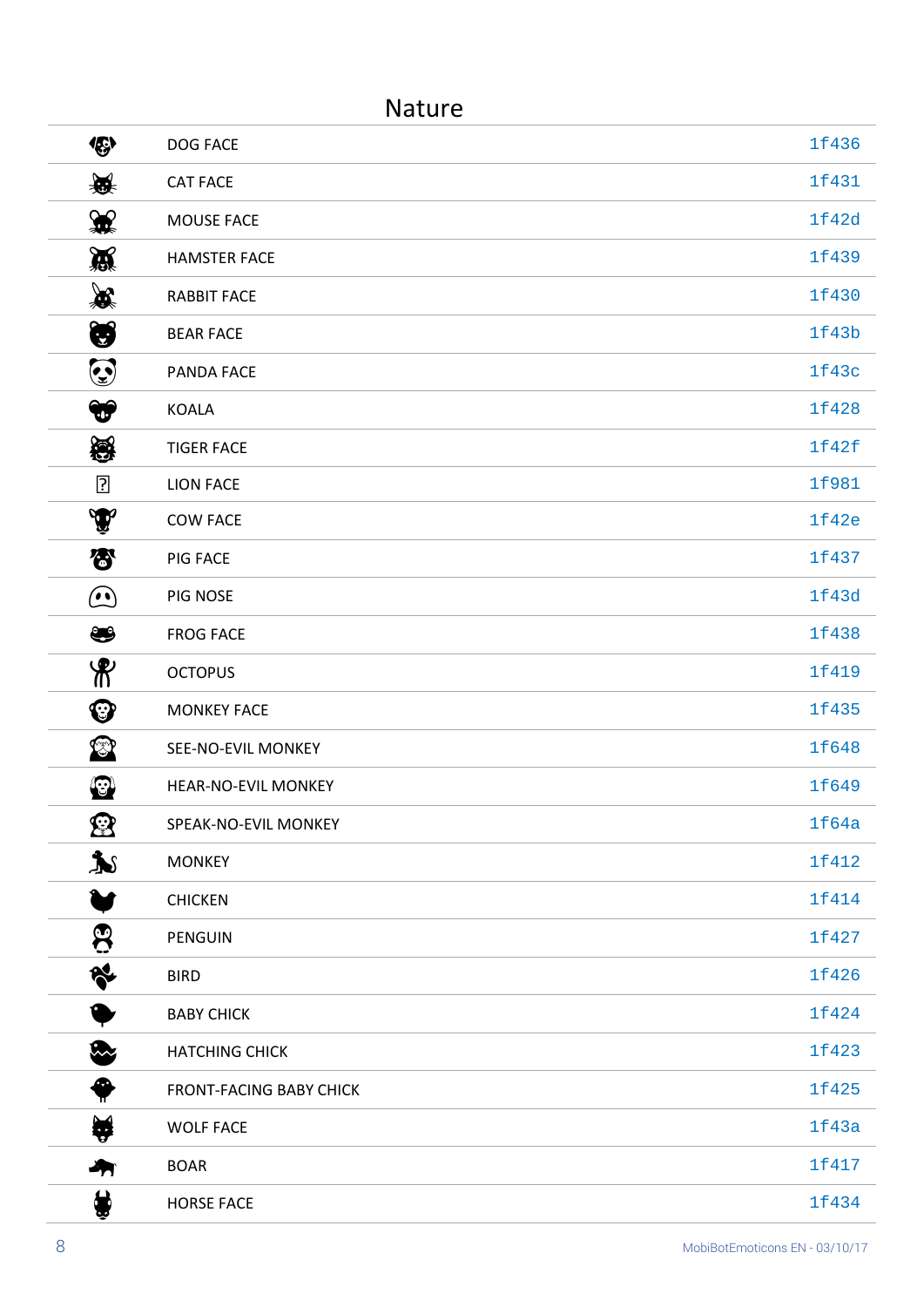## Nature

| | | |
|---|---|---|
| 🐶 | DOG FACE | 1f436 |
| 🐱 | CAT FACE | 1f431 |
| 🐭 | MOUSE FACE | 1f42d |
| 🐹 | HAMSTER FACE | 1f439 |
| 🐰 | RABBIT FACE | 1f430 |
| 🐻 | BEAR FACE | 1f43b |
| 🐼 | PANDA FACE | 1f43c |
| 🐨 | KOALA | 1f428 |
| 🐯 | TIGER FACE | 1f42f |
| ? | LION FACE | 1f981 |
| 🐮 | COW FACE | 1f42e |
| 🐷 | PIG FACE | 1f437 |
| 🐽 | PIG NOSE | 1f43d |
| 🐸 | FROG FACE | 1f438 |
| 🐙 | OCTOPUS | 1f419 |
| 🐵 | MONKEY FACE | 1f435 |
| 🙈 | SEE-NO-EVIL MONKEY | 1f648 |
| 🙉 | HEAR-NO-EVIL MONKEY | 1f649 |
| 🙊 | SPEAK-NO-EVIL MONKEY | 1f64a |
| 🐒 | MONKEY | 1f412 |
| 🐔 | CHICKEN | 1f414 |
| 🐧 | PENGUIN | 1f427 |
| 🐦 | BIRD | 1f426 |
| 🐤 | BABY CHICK | 1f424 |
| 🐣 | HATCHING CHICK | 1f423 |
| 🐥 | FRONT-FACING BABY CHICK | 1f425 |
| 🐺 | WOLF FACE | 1f43a |
| 🐗 | BOAR | 1f417 |
| 🐴 | HORSE FACE | 1f434 |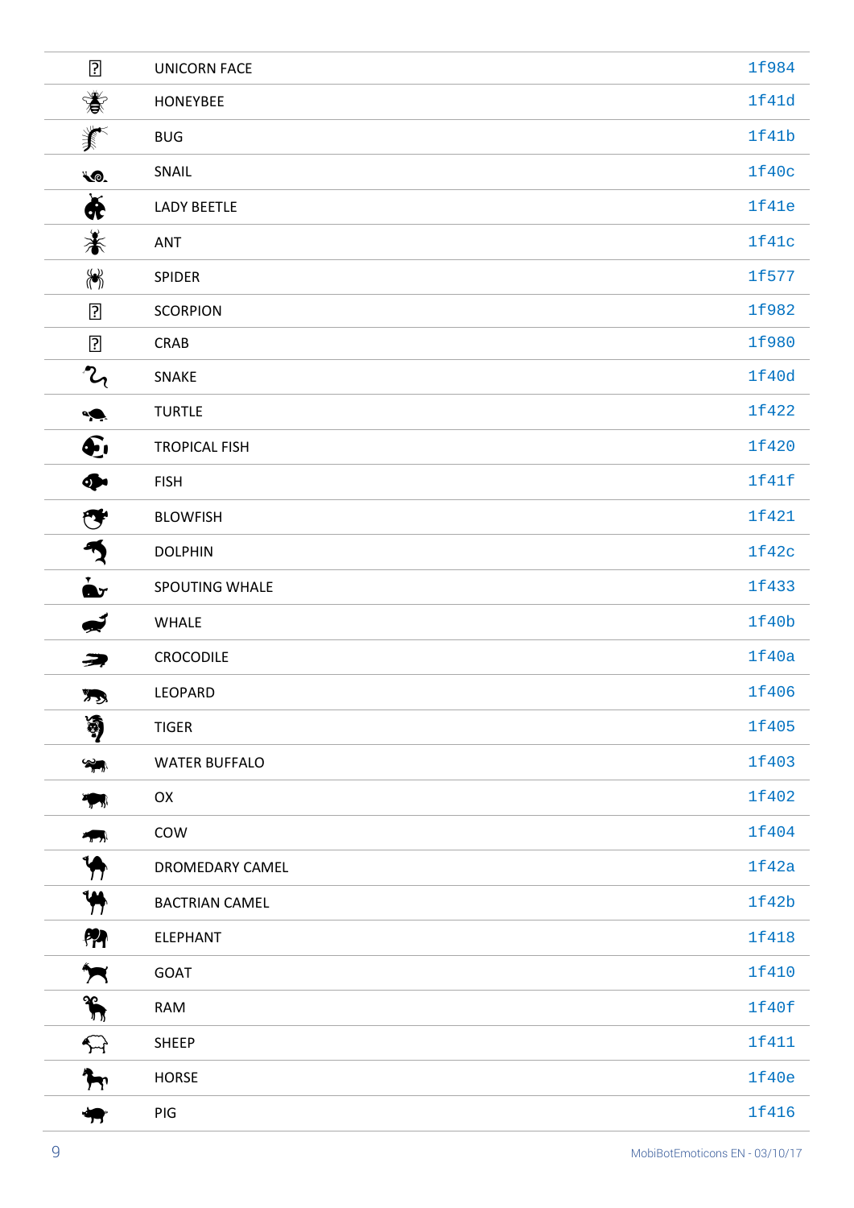| | | |
|---|---|---|
| ? | UNICORN FACE | 1f984 |
| 🐝 | HONEYBEE | 1f41d |
| 🐛 | BUG | 1f41b |
| 🐌 | SNAIL | 1f40c |
| 🐞 | LADY BEETLE | 1f41e |
| 🐜 | ANT | 1f41c |
| 🕷 | SPIDER | 1f577 |
| ? | SCORPION | 1f982 |
| ? | CRAB | 1f980 |
| 🐍 | SNAKE | 1f40d |
| 🐢 | TURTLE | 1f422 |
| 🐠 | TROPICAL FISH | 1f420 |
| 🐟 | FISH | 1f41f |
| 🐡 | BLOWFISH | 1f421 |
| 🐬 | DOLPHIN | 1f42c |
| 🐳 | SPOUTING WHALE | 1f433 |
| 🐋 | WHALE | 1f40b |
| 🐊 | CROCODILE | 1f40a |
| 🐆 | LEOPARD | 1f406 |
| 🐅 | TIGER | 1f405 |
| 🐃 | WATER BUFFALO | 1f403 |
| 🐂 | OX | 1f402 |
| 🐄 | COW | 1f404 |
| 🐪 | DROMEDARY CAMEL | 1f42a |
| 🐫 | BACTRIAN CAMEL | 1f42b |
| 🐘 | ELEPHANT | 1f418 |
| 🐐 | GOAT | 1f410 |
| 🐏 | RAM | 1f40f |
| 🐑 | SHEEP | 1f411 |
| 🐎 | HORSE | 1f40e |
| 🐖 | PIG | 1f416 |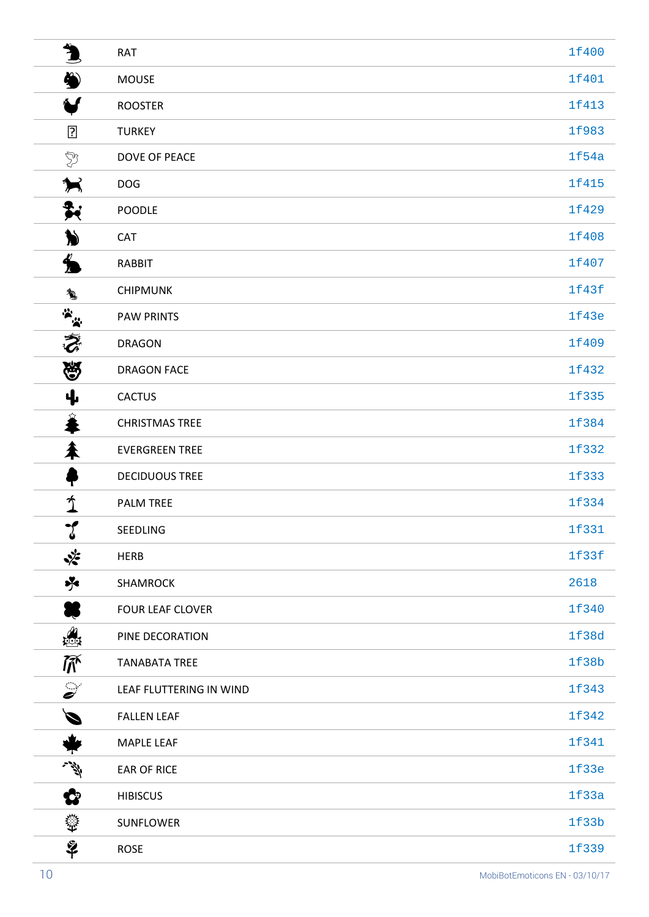| | | |
|---|---|---|
| 🐀 | RAT | 1f400 |
| 🐁 | MOUSE | 1f401 |
| 🐓 | ROOSTER | 1f413 |
| ? | TURKEY | 1f983 |
| 🕊 | DOVE OF PEACE | 1f54a |
| 🐕 | DOG | 1f415 |
| 🐩 | POODLE | 1f429 |
| 🐈 | CAT | 1f408 |
| 🐇 | RABBIT | 1f407 |
| 🐿 | CHIPMUNK | 1f43f |
| 🐾 | PAW PRINTS | 1f43e |
| 🐉 | DRAGON | 1f409 |
| 🐲 | DRAGON FACE | 1f432 |
| 🌵 | CACTUS | 1f335 |
| 🎄 | CHRISTMAS TREE | 1f384 |
| 🌲 | EVERGREEN TREE | 1f332 |
| 🌳 | DECIDUOUS TREE | 1f333 |
| 🌴 | PALM TREE | 1f334 |
| 🌱 | SEEDLING | 1f331 |
| 🌿 | HERB | 1f33f |
| ☘ | SHAMROCK | 2618 |
| 🍀 | FOUR LEAF CLOVER | 1f340 |
| 🎍 | PINE DECORATION | 1f38d |
| 🎋 | TANABATA TREE | 1f38b |
| 🍃 | LEAF FLUTTERING IN WIND | 1f343 |
| 🍂 | FALLEN LEAF | 1f342 |
| 🍁 | MAPLE LEAF | 1f341 |
| 🌾 | EAR OF RICE | 1f33e |
| 🌺 | HIBISCUS | 1f33a |
| 🌻 | SUNFLOWER | 1f33b |
| 🌹 | ROSE | 1f339 |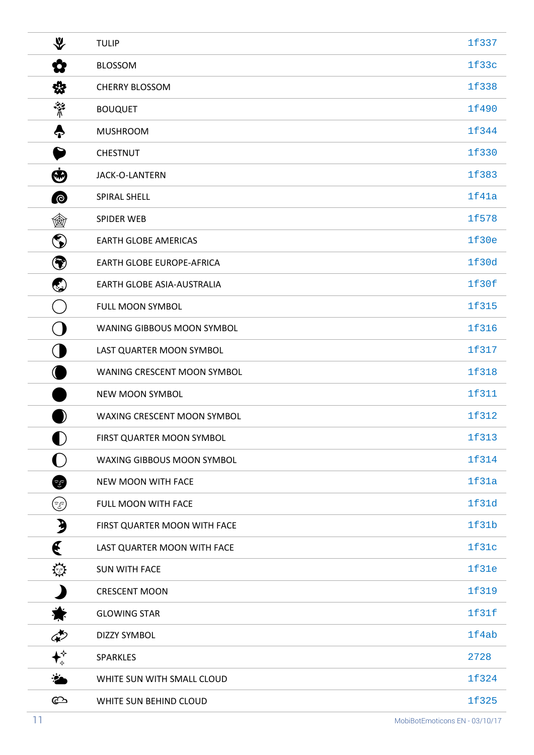| | | |
|---|---|---|
| 🌷 | TULIP | 1f337 |
| 🌼 | BLOSSOM | 1f33c |
| 🌸 | CHERRY BLOSSOM | 1f338 |
| 💐 | BOUQUET | 1f490 |
| 🍄 | MUSHROOM | 1f344 |
| 🌰 | CHESTNUT | 1f330 |
| 🎃 | JACK-O-LANTERN | 1f383 |
| 🐚 | SPIRAL SHELL | 1f41a |
| 🕸 | SPIDER WEB | 1f578 |
| 🌎 | EARTH GLOBE AMERICAS | 1f30e |
| 🌍 | EARTH GLOBE EUROPE-AFRICA | 1f30d |
| 🌏 | EARTH GLOBE ASIA-AUSTRALIA | 1f30f |
| 🌕 | FULL MOON SYMBOL | 1f315 |
| 🌖 | WANING GIBBOUS MOON SYMBOL | 1f316 |
| 🌗 | LAST QUARTER MOON SYMBOL | 1f317 |
| 🌘 | WANING CRESCENT MOON SYMBOL | 1f318 |
| 🌑 | NEW MOON SYMBOL | 1f311 |
| 🌒 | WAXING CRESCENT MOON SYMBOL | 1f312 |
| 🌓 | FIRST QUARTER MOON SYMBOL | 1f313 |
| 🌔 | WAXING GIBBOUS MOON SYMBOL | 1f314 |
| 🌚 | NEW MOON WITH FACE | 1f31a |
| 🌝 | FULL MOON WITH FACE | 1f31d |
| 🌛 | FIRST QUARTER MOON WITH FACE | 1f31b |
| 🌜 | LAST QUARTER MOON WITH FACE | 1f31c |
| 🌞 | SUN WITH FACE | 1f31e |
| 🌙 | CRESCENT MOON | 1f319 |
| 🌟 | GLOWING STAR | 1f31f |
| 💫 | DIZZY SYMBOL | 1f4ab |
| ✨ | SPARKLES | 2728 |
| 🌤 | WHITE SUN WITH SMALL CLOUD | 1f324 |
| 🌥 | WHITE SUN BEHIND CLOUD | 1f325 |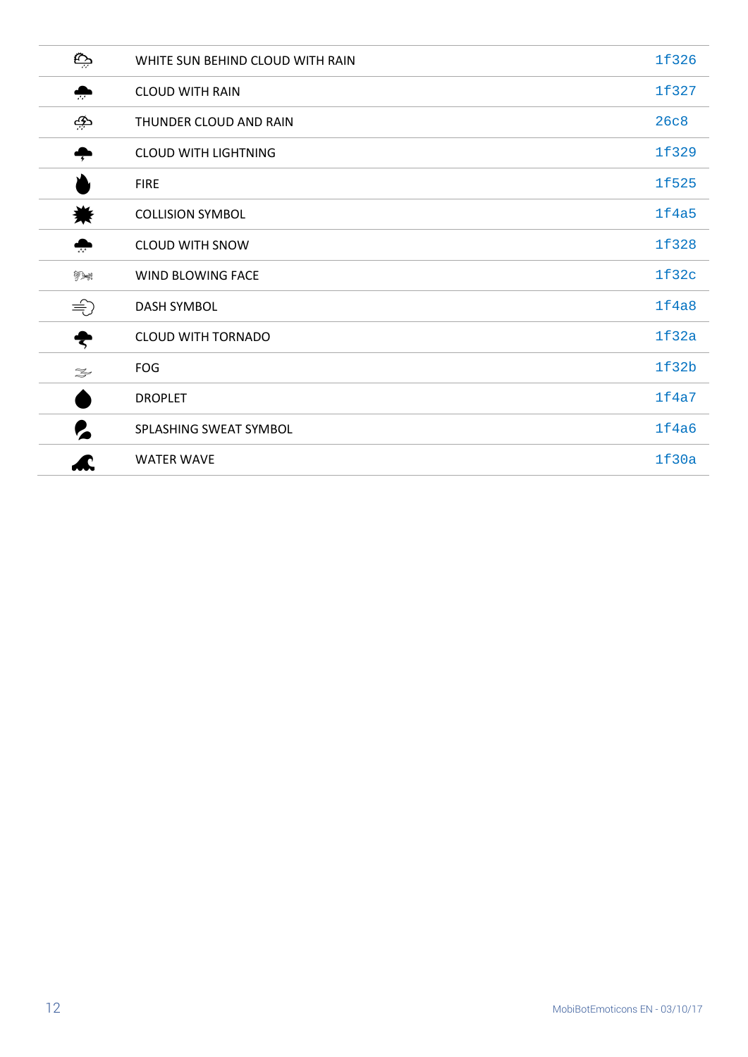| | | |
|---|---|---|
| 🌦 | WHITE SUN BEHIND CLOUD WITH RAIN | 1f326 |
| 🌧 | CLOUD WITH RAIN | 1f327 |
| ⛈ | THUNDER CLOUD AND RAIN | 26c8 |
| 🌩 | CLOUD WITH LIGHTNING | 1f329 |
| 🔥 | FIRE | 1f525 |
| 💥 | COLLISION SYMBOL | 1f4a5 |
| 🌨 | CLOUD WITH SNOW | 1f328 |
| 🌬 | WIND BLOWING FACE | 1f32c |
| 💨 | DASH SYMBOL | 1f4a8 |
| 🌪 | CLOUD WITH TORNADO | 1f32a |
| 🌫 | FOG | 1f32b |
| 💧 | DROPLET | 1f4a7 |
| 💦 | SPLASHING SWEAT SYMBOL | 1f4a6 |
| 🌊 | WATER WAVE | 1f30a |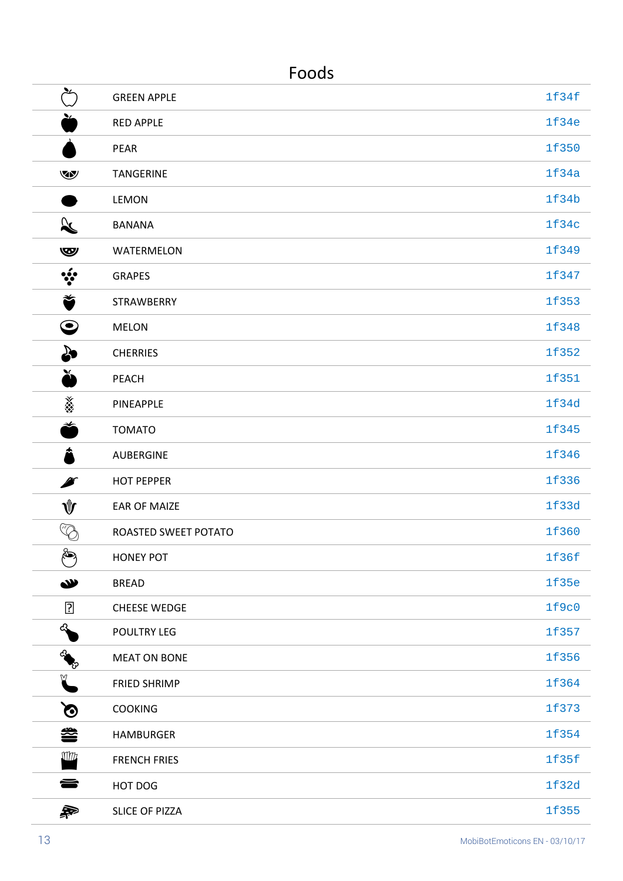## Foods

| | | |
|---|---|---|
| | GREEN APPLE | 1f34f |
| | RED APPLE | 1f34e |
| | PEAR | 1f350 |
| | TANGERINE | 1f34a |
| | LEMON | 1f34b |
| | BANANA | 1f34c |
| | WATERMELON | 1f349 |
| | GRAPES | 1f347 |
| | STRAWBERRY | 1f353 |
| | MELON | 1f348 |
| | CHERRIES | 1f352 |
| | PEACH | 1f351 |
| | PINEAPPLE | 1f34d |
| | TOMATO | 1f345 |
| | AUBERGINE | 1f346 |
| | HOT PEPPER | 1f336 |
| | EAR OF MAIZE | 1f33d |
| | ROASTED SWEET POTATO | 1f360 |
| | HONEY POT | 1f36f |
| | BREAD | 1f35e |
| | CHEESE WEDGE | 1f9c0 |
| | POULTRY LEG | 1f357 |
| | MEAT ON BONE | 1f356 |
| | FRIED SHRIMP | 1f364 |
| | COOKING | 1f373 |
| | HAMBURGER | 1f354 |
| | FRENCH FRIES | 1f35f |
| | HOT DOG | 1f32d |
| | SLICE OF PIZZA | 1f355 |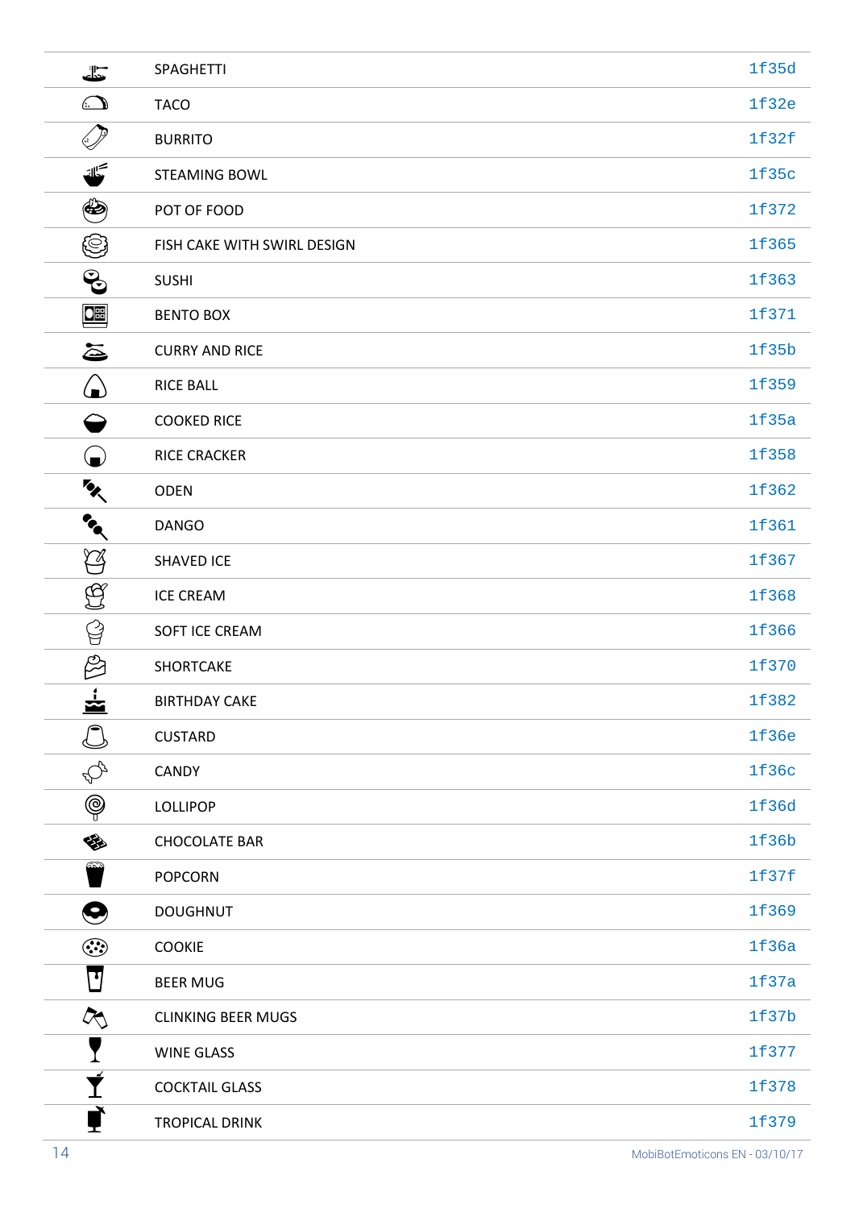| | | |
|---|---|---|
| | SPAGHETTI | 1f35d |
| | TACO | 1f32e |
| | BURRITO | 1f32f |
| | STEAMING BOWL | 1f35c |
| | POT OF FOOD | 1f372 |
| | FISH CAKE WITH SWIRL DESIGN | 1f365 |
| | SUSHI | 1f363 |
| | BENTO BOX | 1f371 |
| | CURRY AND RICE | 1f35b |
| | RICE BALL | 1f359 |
| | COOKED RICE | 1f35a |
| | RICE CRACKER | 1f358 |
| | ODEN | 1f362 |
| | DANGO | 1f361 |
| | SHAVED ICE | 1f367 |
| | ICE CREAM | 1f368 |
| | SOFT ICE CREAM | 1f366 |
| | SHORTCAKE | 1f370 |
| | BIRTHDAY CAKE | 1f382 |
| | CUSTARD | 1f36e |
| | CANDY | 1f36c |
| | LOLLIPOP | 1f36d |
| | CHOCOLATE BAR | 1f36b |
| | POPCORN | 1f37f |
| | DOUGHNUT | 1f369 |
| | COOKIE | 1f36a |
| | BEER MUG | 1f37a |
| | CLINKING BEER MUGS | 1f37b |
| | WINE GLASS | 1f377 |
| | COCKTAIL GLASS | 1f378 |
| | TROPICAL DRINK | 1f379 |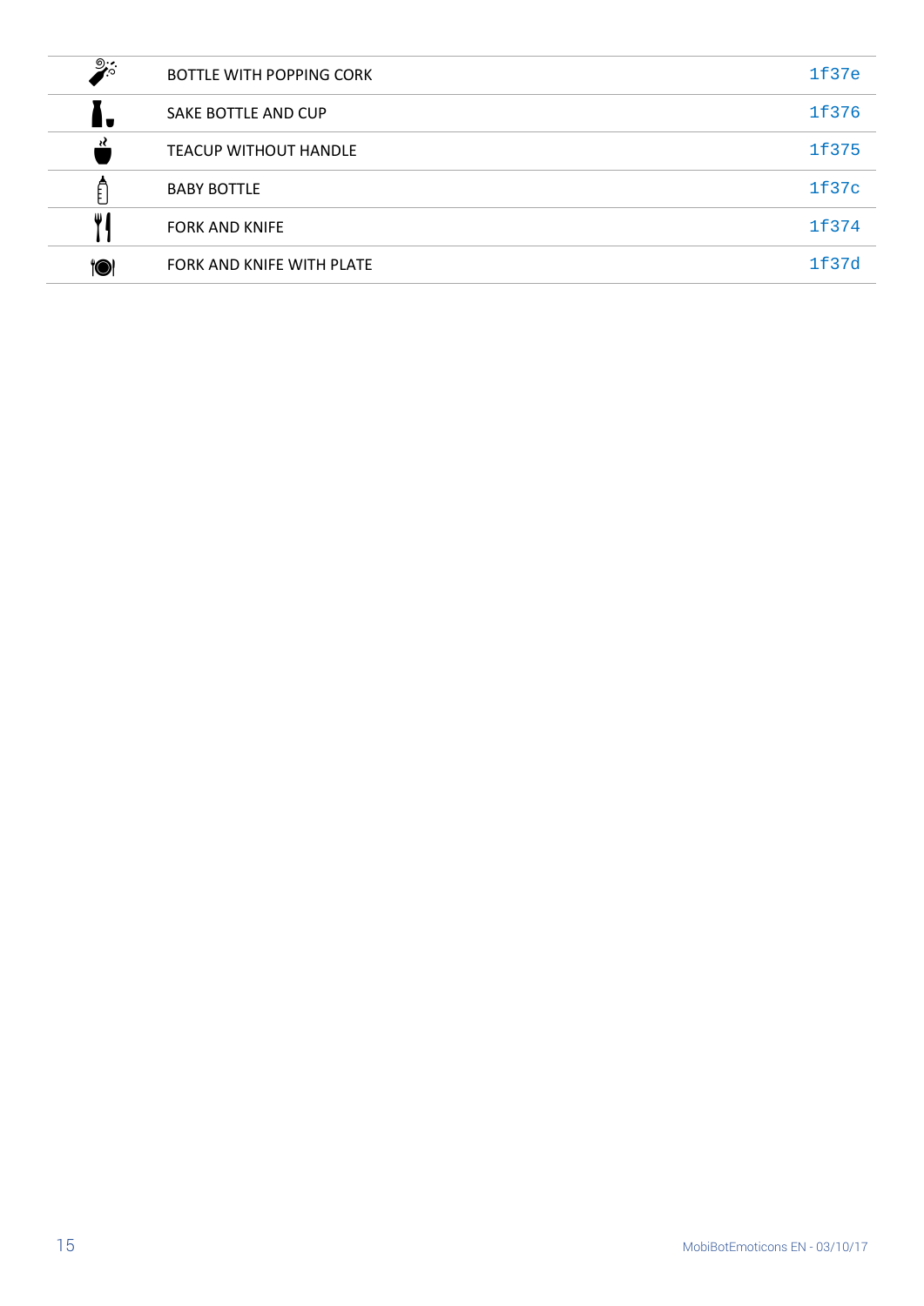| | | |
|---|---|---|
| 🍾 | BOTTLE WITH POPPING CORK | 1f37e |
| 🍶 | SAKE BOTTLE AND CUP | 1f376 |
| 🍵 | TEACUP WITHOUT HANDLE | 1f375 |
| 🍼 | BABY BOTTLE | 1f37c |
| 🍴 | FORK AND KNIFE | 1f374 |
| 🍽 | FORK AND KNIFE WITH PLATE | 1f37d |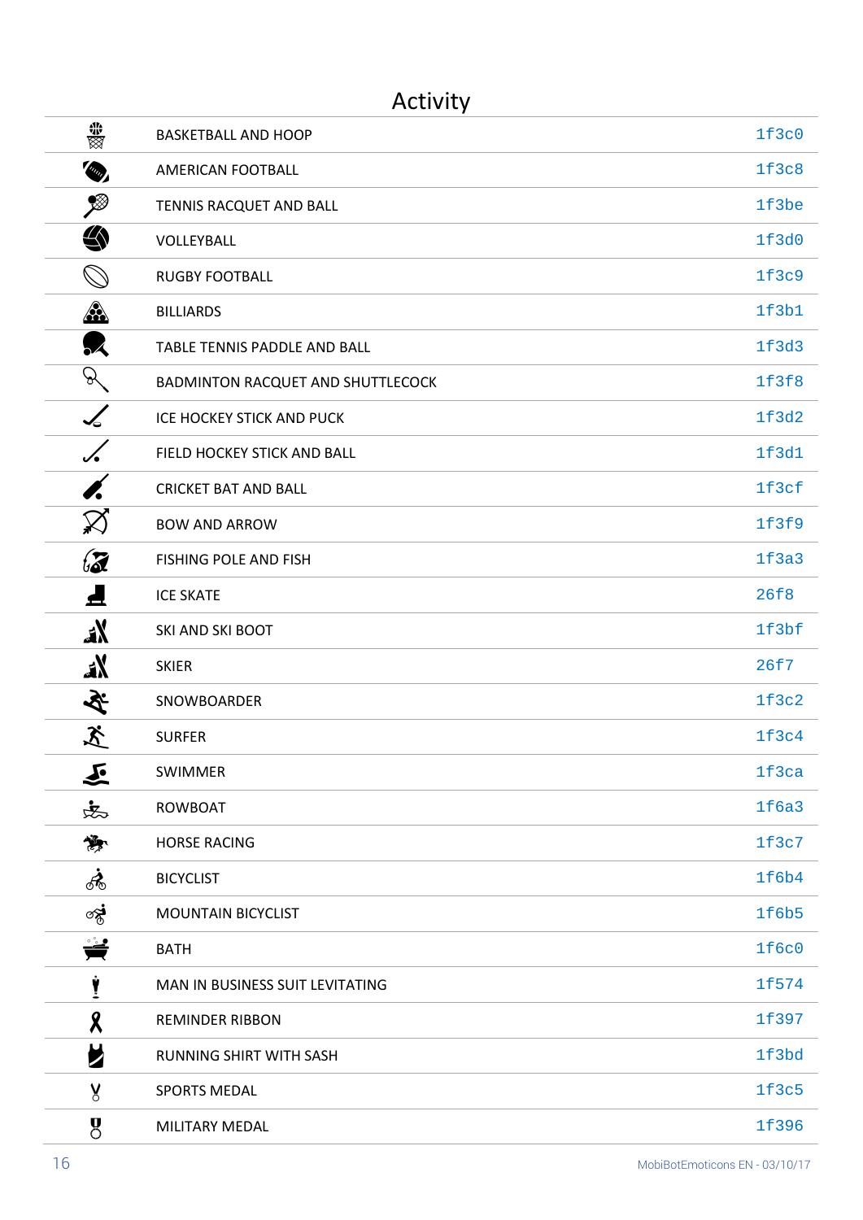# Activity

| | | |
|---|---|---|
| 🏀 | BASKETBALL AND HOOP | 1f3c0 |
| 🏈 | AMERICAN FOOTBALL | 1f3c8 |
| 🎾 | TENNIS RACQUET AND BALL | 1f3be |
| 🏐 | VOLLEYBALL | 1f3d0 |
| 🏉 | RUGBY FOOTBALL | 1f3c9 |
| 🎱 | BILLIARDS | 1f3b1 |
| 🏓 | TABLE TENNIS PADDLE AND BALL | 1f3d3 |
| 🏸 | BADMINTON RACQUET AND SHUTTLECOCK | 1f3f8 |
| 🏒 | ICE HOCKEY STICK AND PUCK | 1f3d2 |
| 🏑 | FIELD HOCKEY STICK AND BALL | 1f3d1 |
| 🏏 | CRICKET BAT AND BALL | 1f3cf |
| 🏹 | BOW AND ARROW | 1f3f9 |
| 🎣 | FISHING POLE AND FISH | 1f3a3 |
| ⛸ | ICE SKATE | 26f8 |
| 🎿 | SKI AND SKI BOOT | 1f3bf |
| ⛷ | SKIER | 26f7 |
| 🏂 | SNOWBOARDER | 1f3c2 |
| 🏄 | SURFER | 1f3c4 |
| 🏊 | SWIMMER | 1f3ca |
| 🚣 | ROWBOAT | 1f6a3 |
| 🏇 | HORSE RACING | 1f3c7 |
| 🚴 | BICYCLIST | 1f6b4 |
| 🚵 | MOUNTAIN BICYCLIST | 1f6b5 |
| 🛀 | BATH | 1f6c0 |
| 🕴 | MAN IN BUSINESS SUIT LEVITATING | 1f574 |
| 🎗 | REMINDER RIBBON | 1f397 |
| 🎽 | RUNNING SHIRT WITH SASH | 1f3bd |
| 🏅 | SPORTS MEDAL | 1f3c5 |
| 🎖 | MILITARY MEDAL | 1f396 |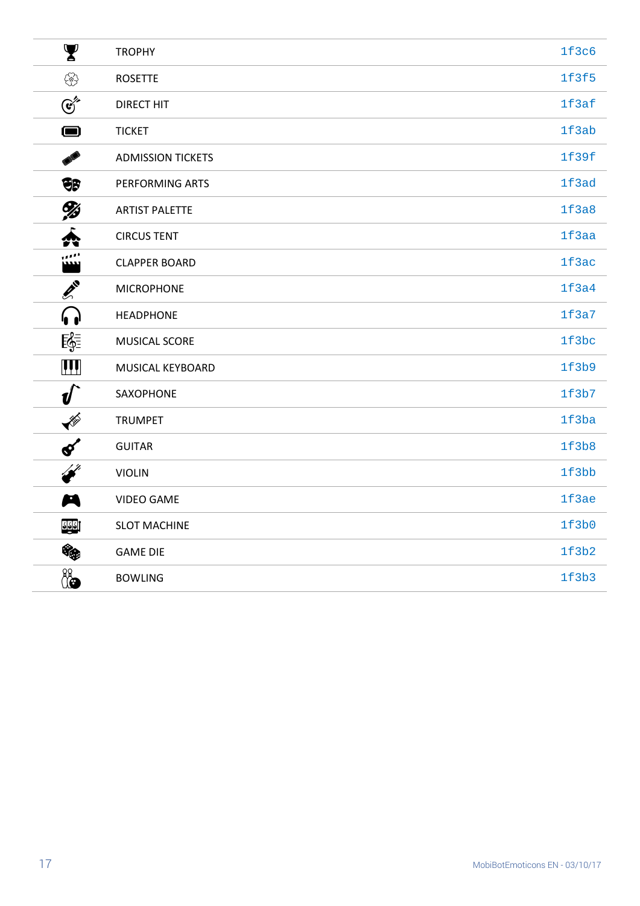| | | |
|---|---|---|
| | TROPHY | 1f3c6 |
| | ROSETTE | 1f3f5 |
| | DIRECT HIT | 1f3af |
| | TICKET | 1f3ab |
| | ADMISSION TICKETS | 1f39f |
| | PERFORMING ARTS | 1f3ad |
| | ARTIST PALETTE | 1f3a8 |
| | CIRCUS TENT | 1f3aa |
| | CLAPPER BOARD | 1f3ac |
| | MICROPHONE | 1f3a4 |
| | HEADPHONE | 1f3a7 |
| | MUSICAL SCORE | 1f3bc |
| | MUSICAL KEYBOARD | 1f3b9 |
| | SAXOPHONE | 1f3b7 |
| | TRUMPET | 1f3ba |
| | GUITAR | 1f3b8 |
| | VIOLIN | 1f3bb |
| | VIDEO GAME | 1f3ae |
| | SLOT MACHINE | 1f3b0 |
| | GAME DIE | 1f3b2 |
| | BOWLING | 1f3b3 |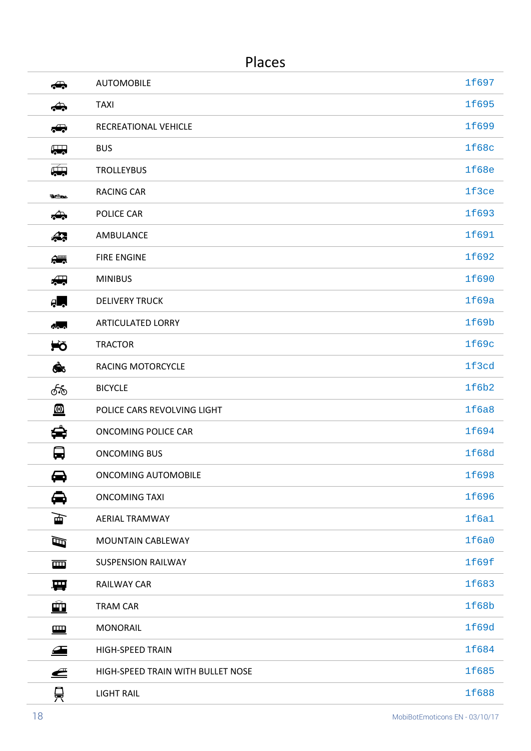## Places

| | | |
|---|---|---|
| 🚗 | AUTOMOBILE | 1f697 |
| 🚕 | TAXI | 1f695 |
| 🚙 | RECREATIONAL VEHICLE | 1f699 |
| 🚌 | BUS | 1f68c |
| 🚎 | TROLLEYBUS | 1f68e |
| 🏎 | RACING CAR | 1f3ce |
| 🚓 | POLICE CAR | 1f693 |
| 🚑 | AMBULANCE | 1f691 |
| 🚒 | FIRE ENGINE | 1f692 |
| 🚐 | MINIBUS | 1f690 |
| 🚚 | DELIVERY TRUCK | 1f69a |
| 🚛 | ARTICULATED LORRY | 1f69b |
| 🚜 | TRACTOR | 1f69c |
| 🏍 | RACING MOTORCYCLE | 1f3cd |
| 🚲 | BICYCLE | 1f6b2 |
| 🚨 | POLICE CARS REVOLVING LIGHT | 1f6a8 |
| 🚔 | ONCOMING POLICE CAR | 1f694 |
| 🚍 | ONCOMING BUS | 1f68d |
| 🚘 | ONCOMING AUTOMOBILE | 1f698 |
| 🚖 | ONCOMING TAXI | 1f696 |
| 🚡 | AERIAL TRAMWAY | 1f6a1 |
| 🚠 | MOUNTAIN CABLEWAY | 1f6a0 |
| 🚟 | SUSPENSION RAILWAY | 1f69f |
| 🚃 | RAILWAY CAR | 1f683 |
| 🚋 | TRAM CAR | 1f68b |
| 🚝 | MONORAIL | 1f69d |
| 🚄 | HIGH-SPEED TRAIN | 1f684 |
| 🚅 | HIGH-SPEED TRAIN WITH BULLET NOSE | 1f685 |
| 🚈 | LIGHT RAIL | 1f688 |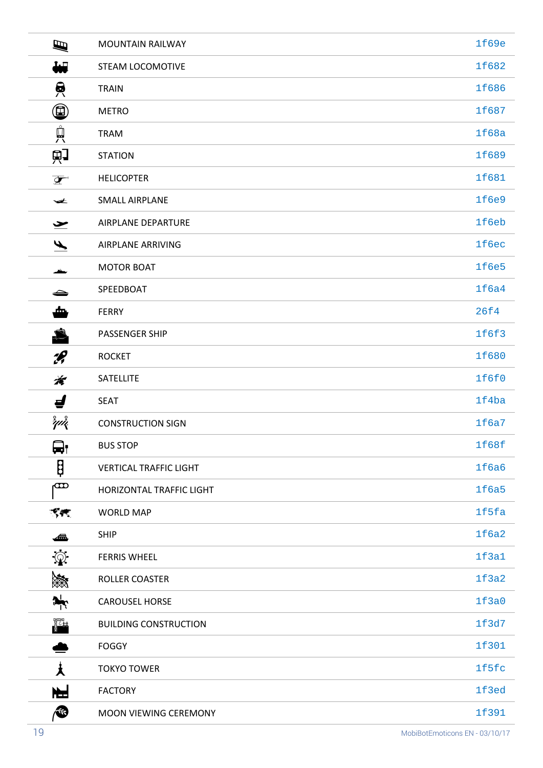| | | |
|---|---|---|
| | MOUNTAIN RAILWAY | 1f69e |
| | STEAM LOCOMOTIVE | 1f682 |
| | TRAIN | 1f686 |
| | METRO | 1f687 |
| | TRAM | 1f68a |
| | STATION | 1f689 |
| | HELICOPTER | 1f681 |
| | SMALL AIRPLANE | 1f6e9 |
| | AIRPLANE DEPARTURE | 1f6eb |
| | AIRPLANE ARRIVING | 1f6ec |
| | MOTOR BOAT | 1f6e5 |
| | SPEEDBOAT | 1f6a4 |
| | FERRY | 26f4 |
| | PASSENGER SHIP | 1f6f3 |
| | ROCKET | 1f680 |
| | SATELLITE | 1f6f0 |
| | SEAT | 1f4ba |
| | CONSTRUCTION SIGN | 1f6a7 |
| | BUS STOP | 1f68f |
| | VERTICAL TRAFFIC LIGHT | 1f6a6 |
| | HORIZONTAL TRAFFIC LIGHT | 1f6a5 |
| | WORLD MAP | 1f5fa |
| | SHIP | 1f6a2 |
| | FERRIS WHEEL | 1f3a1 |
| | ROLLER COASTER | 1f3a2 |
| | CAROUSEL HORSE | 1f3a0 |
| | BUILDING CONSTRUCTION | 1f3d7 |
| | FOGGY | 1f301 |
| | TOKYO TOWER | 1f5fc |
| | FACTORY | 1f3ed |
| | MOON VIEWING CEREMONY | 1f391 |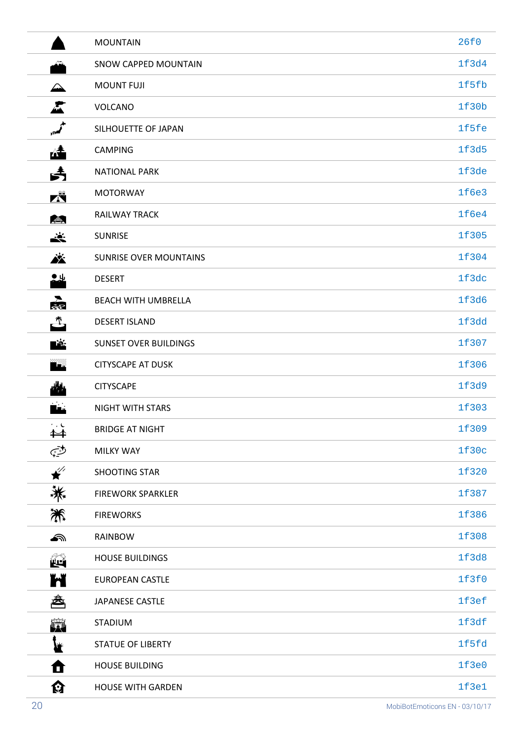| | | |
|---|---|---|
| | MOUNTAIN | 26f0 |
| | SNOW CAPPED MOUNTAIN | 1f3d4 |
| | MOUNT FUJI | 1f5fb |
| | VOLCANO | 1f30b |
| | SILHOUETTE OF JAPAN | 1f5fe |
| | CAMPING | 1f3d5 |
| | NATIONAL PARK | 1f3de |
| | MOTORWAY | 1f6e3 |
| | RAILWAY TRACK | 1f6e4 |
| | SUNRISE | 1f305 |
| | SUNRISE OVER MOUNTAINS | 1f304 |
| | DESERT | 1f3dc |
| | BEACH WITH UMBRELLA | 1f3d6 |
| | DESERT ISLAND | 1f3dd |
| | SUNSET OVER BUILDINGS | 1f307 |
| | CITYSCAPE AT DUSK | 1f306 |
| | CITYSCAPE | 1f3d9 |
| | NIGHT WITH STARS | 1f303 |
| | BRIDGE AT NIGHT | 1f309 |
| | MILKY WAY | 1f30c |
| | SHOOTING STAR | 1f320 |
| | FIREWORK SPARKLER | 1f387 |
| | FIREWORKS | 1f386 |
| | RAINBOW | 1f308 |
| | HOUSE BUILDINGS | 1f3d8 |
| | EUROPEAN CASTLE | 1f3f0 |
| | JAPANESE CASTLE | 1f3ef |
| | STADIUM | 1f3df |
| | STATUE OF LIBERTY | 1f5fd |
| | HOUSE BUILDING | 1f3e0 |
| | HOUSE WITH GARDEN | 1f3e1 |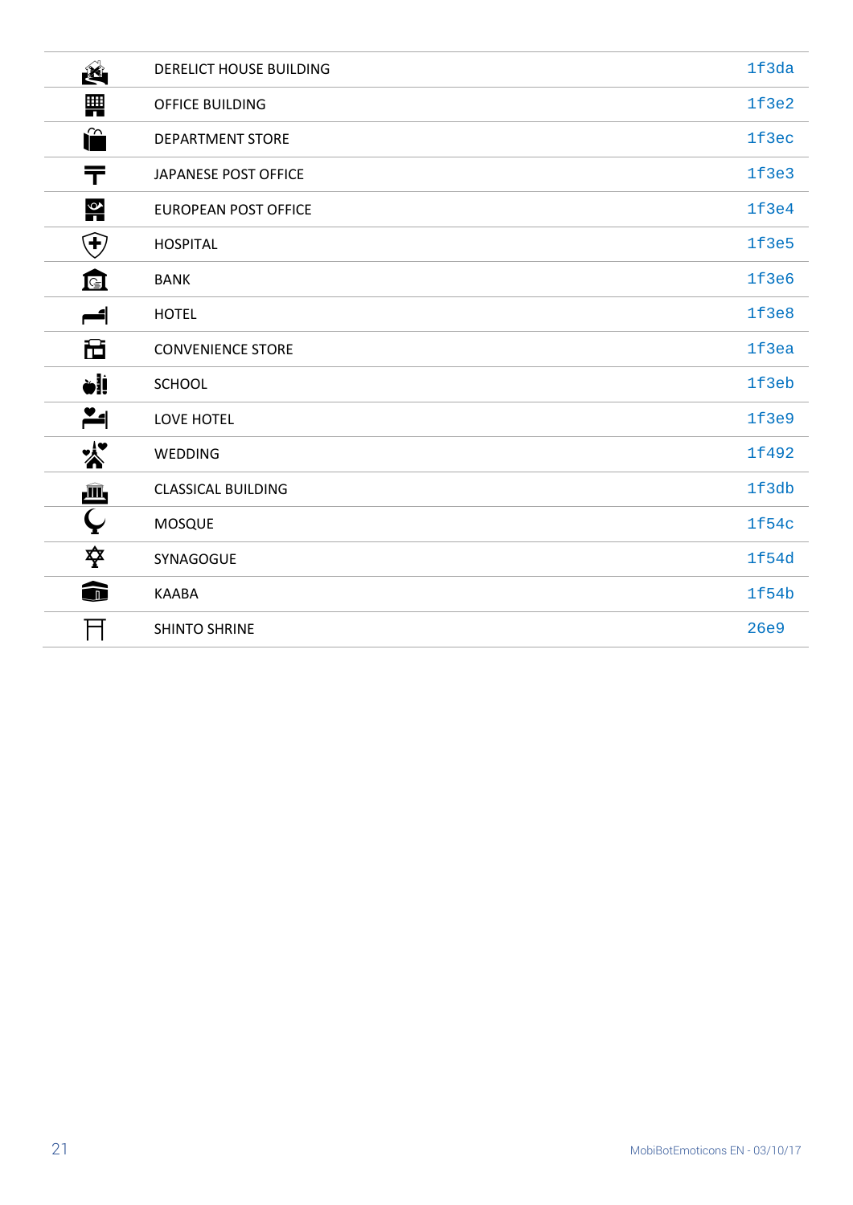|  |  |  |
|---|---|---|
|  | DERELICT HOUSE BUILDING | 1f3da |
|  | OFFICE BUILDING | 1f3e2 |
|  | DEPARTMENT STORE | 1f3ec |
|  | JAPANESE POST OFFICE | 1f3e3 |
|  | EUROPEAN POST OFFICE | 1f3e4 |
|  | HOSPITAL | 1f3e5 |
|  | BANK | 1f3e6 |
|  | HOTEL | 1f3e8 |
|  | CONVENIENCE STORE | 1f3ea |
|  | SCHOOL | 1f3eb |
|  | LOVE HOTEL | 1f3e9 |
|  | WEDDING | 1f492 |
|  | CLASSICAL BUILDING | 1f3db |
|  | MOSQUE | 1f54c |
|  | SYNAGOGUE | 1f54d |
|  | KAABA | 1f54b |
|  | SHINTO SHRINE | 26e9 |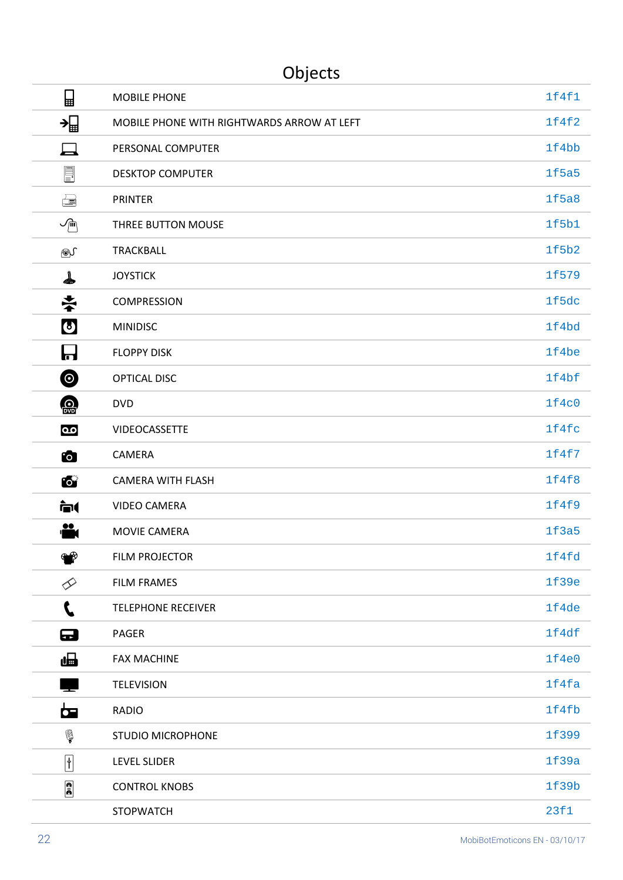## Objects

| | | |
|---|---|---|
| | MOBILE PHONE | 1f4f1 |
| | MOBILE PHONE WITH RIGHTWARDS ARROW AT LEFT | 1f4f2 |
| | PERSONAL COMPUTER | 1f4bb |
| | DESKTOP COMPUTER | 1f5a5 |
| | PRINTER | 1f5a8 |
| | THREE BUTTON MOUSE | 1f5b1 |
| | TRACKBALL | 1f5b2 |
| | JOYSTICK | 1f579 |
| | COMPRESSION | 1f5dc |
| | MINIDISC | 1f4bd |
| | FLOPPY DISK | 1f4be |
| | OPTICAL DISC | 1f4bf |
| | DVD | 1f4c0 |
| | VIDEOCASSETTE | 1f4fc |
| | CAMERA | 1f4f7 |
| | CAMERA WITH FLASH | 1f4f8 |
| | VIDEO CAMERA | 1f4f9 |
| | MOVIE CAMERA | 1f3a5 |
| | FILM PROJECTOR | 1f4fd |
| | FILM FRAMES | 1f39e |
| | TELEPHONE RECEIVER | 1f4de |
| | PAGER | 1f4df |
| | FAX MACHINE | 1f4e0 |
| | TELEVISION | 1f4fa |
| | RADIO | 1f4fb |
| | STUDIO MICROPHONE | 1f399 |
| | LEVEL SLIDER | 1f39a |
| | CONTROL KNOBS | 1f39b |
| | STOPWATCH | 23f1 |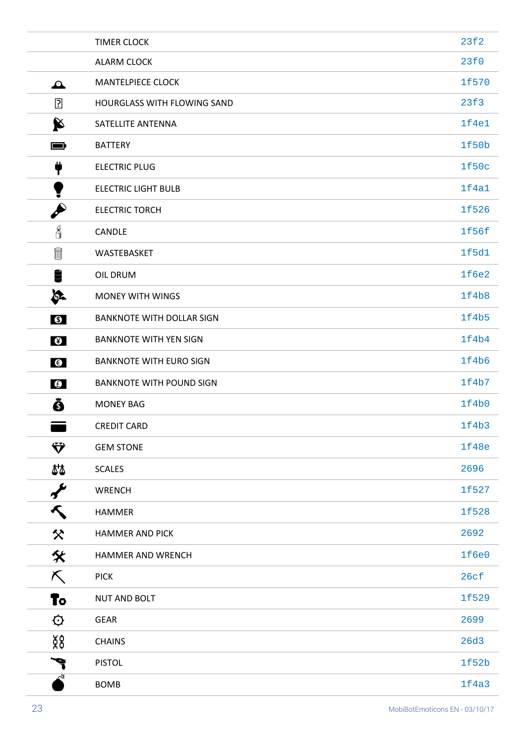| | | |
|---|---|---|
| | TIMER CLOCK | 23f2 |
| | ALARM CLOCK | 23f0 |
| | MANTELPIECE CLOCK | 1f570 |
| | HOURGLASS WITH FLOWING SAND | 23f3 |
| | SATELLITE ANTENNA | 1f4e1 |
| | BATTERY | 1f50b |
| | ELECTRIC PLUG | 1f50c |
| | ELECTRIC LIGHT BULB | 1f4a1 |
| | ELECTRIC TORCH | 1f526 |
| | CANDLE | 1f56f |
| | WASTEBASKET | 1f5d1 |
| | OIL DRUM | 1f6e2 |
| | MONEY WITH WINGS | 1f4b8 |
| | BANKNOTE WITH DOLLAR SIGN | 1f4b5 |
| | BANKNOTE WITH YEN SIGN | 1f4b4 |
| | BANKNOTE WITH EURO SIGN | 1f4b6 |
| | BANKNOTE WITH POUND SIGN | 1f4b7 |
| | MONEY BAG | 1f4b0 |
| | CREDIT CARD | 1f4b3 |
| | GEM STONE | 1f48e |
| | SCALES | 2696 |
| | WRENCH | 1f527 |
| | HAMMER | 1f528 |
| | HAMMER AND PICK | 2692 |
| | HAMMER AND WRENCH | 1f6e0 |
| | PICK | 26cf |
| | NUT AND BOLT | 1f529 |
| | GEAR | 2699 |
| | CHAINS | 26d3 |
| | PISTOL | 1f52b |
| | BOMB | 1f4a3 |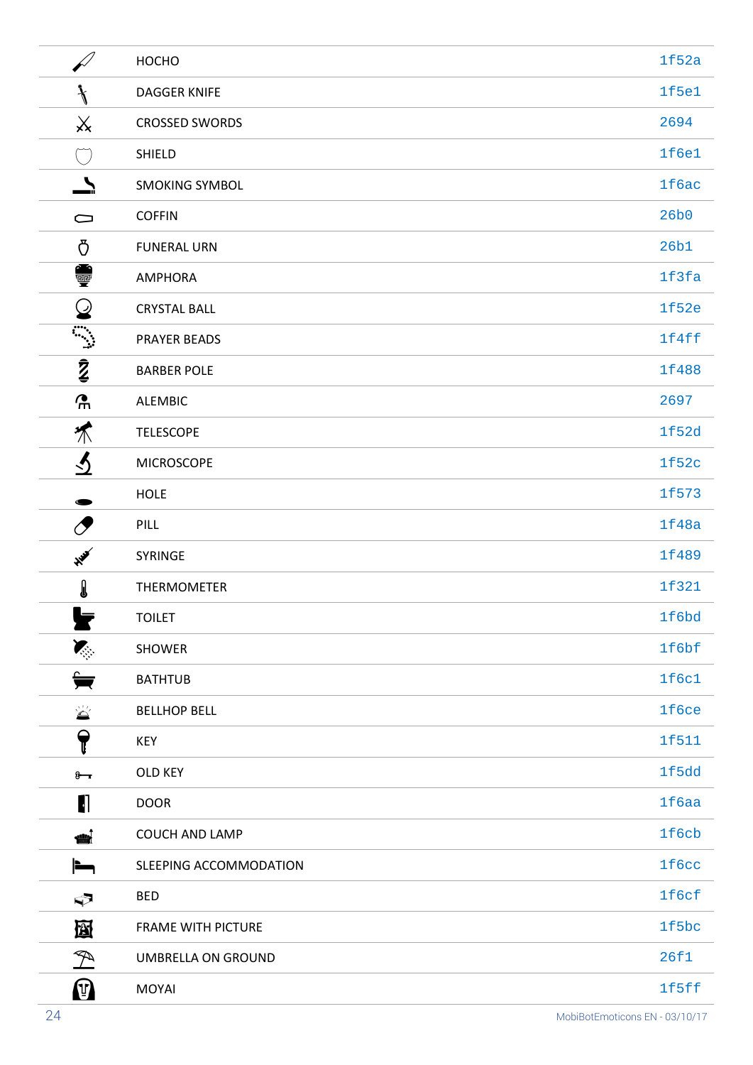| | | |
|---|---|---|
| 🔪 | HOCHO | 1f52a |
| 🗡 | DAGGER KNIFE | 1f5e1 |
| ⚔ | CROSSED SWORDS | 2694 |
| 🛡 | SHIELD | 1f6e1 |
| 🚬 | SMOKING SYMBOL | 1f6ac |
| ⚰ | COFFIN | 26b0 |
| ⚱ | FUNERAL URN | 26b1 |
| 🏺 | AMPHORA | 1f3fa |
| 🔮 | CRYSTAL BALL | 1f52e |
| 📿 | PRAYER BEADS | 1f4ff |
| 💈 | BARBER POLE | 1f488 |
| ⚗ | ALEMBIC | 2697 |
| 🔭 | TELESCOPE | 1f52d |
| 🔬 | MICROSCOPE | 1f52c |
| 🕳 | HOLE | 1f573 |
| 💊 | PILL | 1f48a |
| 💉 | SYRINGE | 1f489 |
| 🌡 | THERMOMETER | 1f321 |
| 🚽 | TOILET | 1f6bd |
| 🚿 | SHOWER | 1f6bf |
| 🛁 | BATHTUB | 1f6c1 |
| 🛎 | BELLHOP BELL | 1f6ce |
| 🔑 | KEY | 1f511 |
| 🗝 | OLD KEY | 1f5dd |
| 🚪 | DOOR | 1f6aa |
| 🛋 | COUCH AND LAMP | 1f6cb |
| 🛌 | SLEEPING ACCOMMODATION | 1f6cc |
| 🛏 | BED | 1f6cf |
| 🖼 | FRAME WITH PICTURE | 1f5bc |
| ⛱ | UMBRELLA ON GROUND | 26f1 |
| 🗿 | MOYAI | 1f5ff |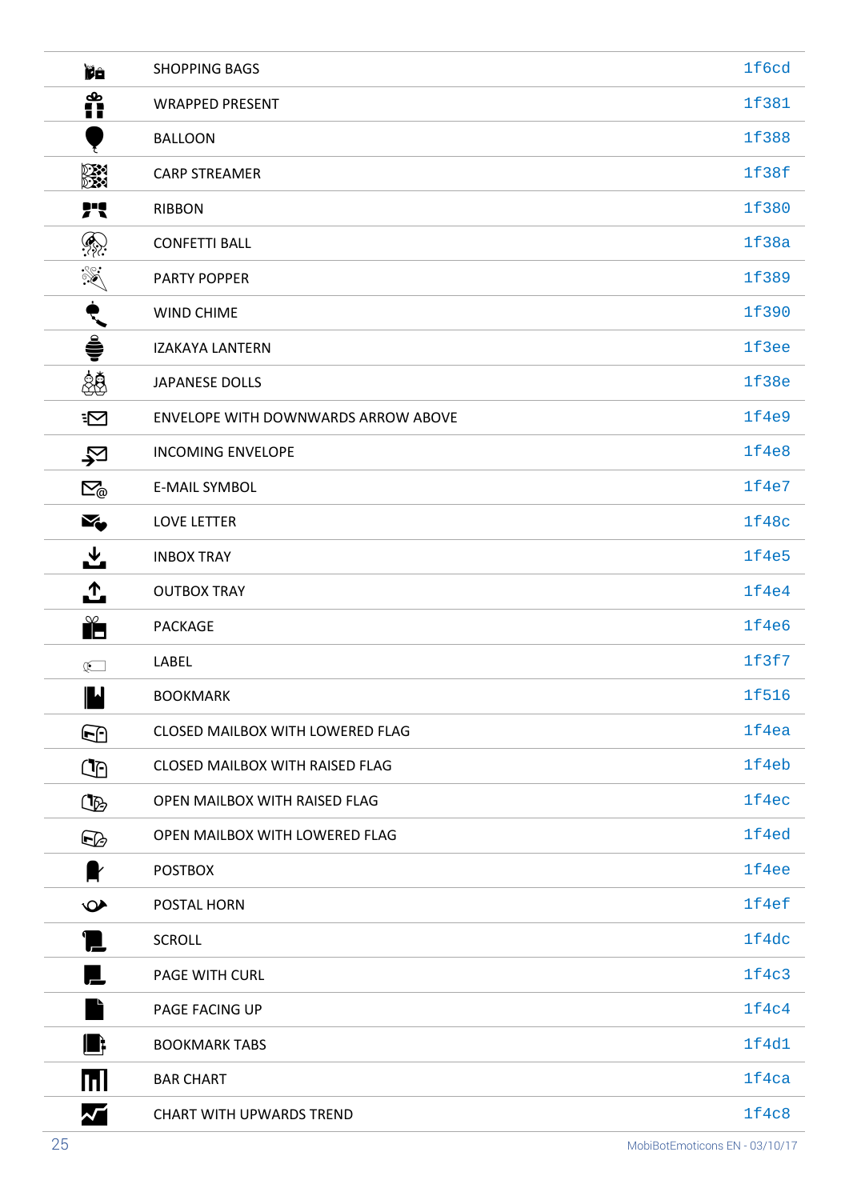|  | Name | Code |
|---|---|---|
|  | SHOPPING BAGS | 1f6cd |
|  | WRAPPED PRESENT | 1f381 |
|  | BALLOON | 1f388 |
|  | CARP STREAMER | 1f38f |
|  | RIBBON | 1f380 |
|  | CONFETTI BALL | 1f38a |
|  | PARTY POPPER | 1f389 |
|  | WIND CHIME | 1f390 |
|  | IZAKAYA LANTERN | 1f3ee |
|  | JAPANESE DOLLS | 1f38e |
|  | ENVELOPE WITH DOWNWARDS ARROW ABOVE | 1f4e9 |
|  | INCOMING ENVELOPE | 1f4e8 |
|  | E-MAIL SYMBOL | 1f4e7 |
|  | LOVE LETTER | 1f48c |
|  | INBOX TRAY | 1f4e5 |
|  | OUTBOX TRAY | 1f4e4 |
|  | PACKAGE | 1f4e6 |
|  | LABEL | 1f3f7 |
|  | BOOKMARK | 1f516 |
|  | CLOSED MAILBOX WITH LOWERED FLAG | 1f4ea |
|  | CLOSED MAILBOX WITH RAISED FLAG | 1f4eb |
|  | OPEN MAILBOX WITH RAISED FLAG | 1f4ec |
|  | OPEN MAILBOX WITH LOWERED FLAG | 1f4ed |
|  | POSTBOX | 1f4ee |
|  | POSTAL HORN | 1f4ef |
|  | SCROLL | 1f4dc |
|  | PAGE WITH CURL | 1f4c3 |
|  | PAGE FACING UP | 1f4c4 |
|  | BOOKMARK TABS | 1f4d1 |
|  | BAR CHART | 1f4ca |
|  | CHART WITH UPWARDS TREND | 1f4c8 |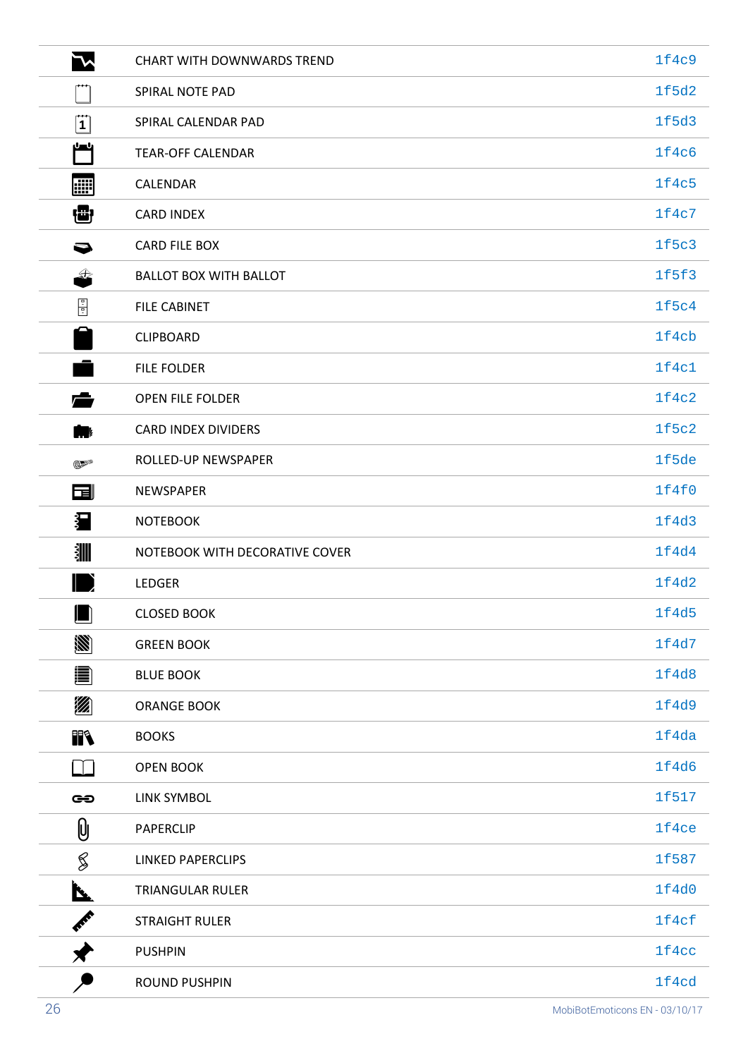| | | |
|---|---|---|
| | CHART WITH DOWNWARDS TREND | 1f4c9 |
| | SPIRAL NOTE PAD | 1f5d2 |
| | SPIRAL CALENDAR PAD | 1f5d3 |
| | TEAR-OFF CALENDAR | 1f4c6 |
| | CALENDAR | 1f4c5 |
| | CARD INDEX | 1f4c7 |
| | CARD FILE BOX | 1f5c3 |
| | BALLOT BOX WITH BALLOT | 1f5f3 |
| | FILE CABINET | 1f5c4 |
| | CLIPBOARD | 1f4cb |
| | FILE FOLDER | 1f4c1 |
| | OPEN FILE FOLDER | 1f4c2 |
| | CARD INDEX DIVIDERS | 1f5c2 |
| | ROLLED-UP NEWSPAPER | 1f5de |
| | NEWSPAPER | 1f4f0 |
| | NOTEBOOK | 1f4d3 |
| | NOTEBOOK WITH DECORATIVE COVER | 1f4d4 |
| | LEDGER | 1f4d2 |
| | CLOSED BOOK | 1f4d5 |
| | GREEN BOOK | 1f4d7 |
| | BLUE BOOK | 1f4d8 |
| | ORANGE BOOK | 1f4d9 |
| | BOOKS | 1f4da |
| | OPEN BOOK | 1f4d6 |
| | LINK SYMBOL | 1f517 |
| | PAPERCLIP | 1f4ce |
| | LINKED PAPERCLIPS | 1f587 |
| | TRIANGULAR RULER | 1f4d0 |
| | STRAIGHT RULER | 1f4cf |
| | PUSHPIN | 1f4cc |
| | ROUND PUSHPIN | 1f4cd |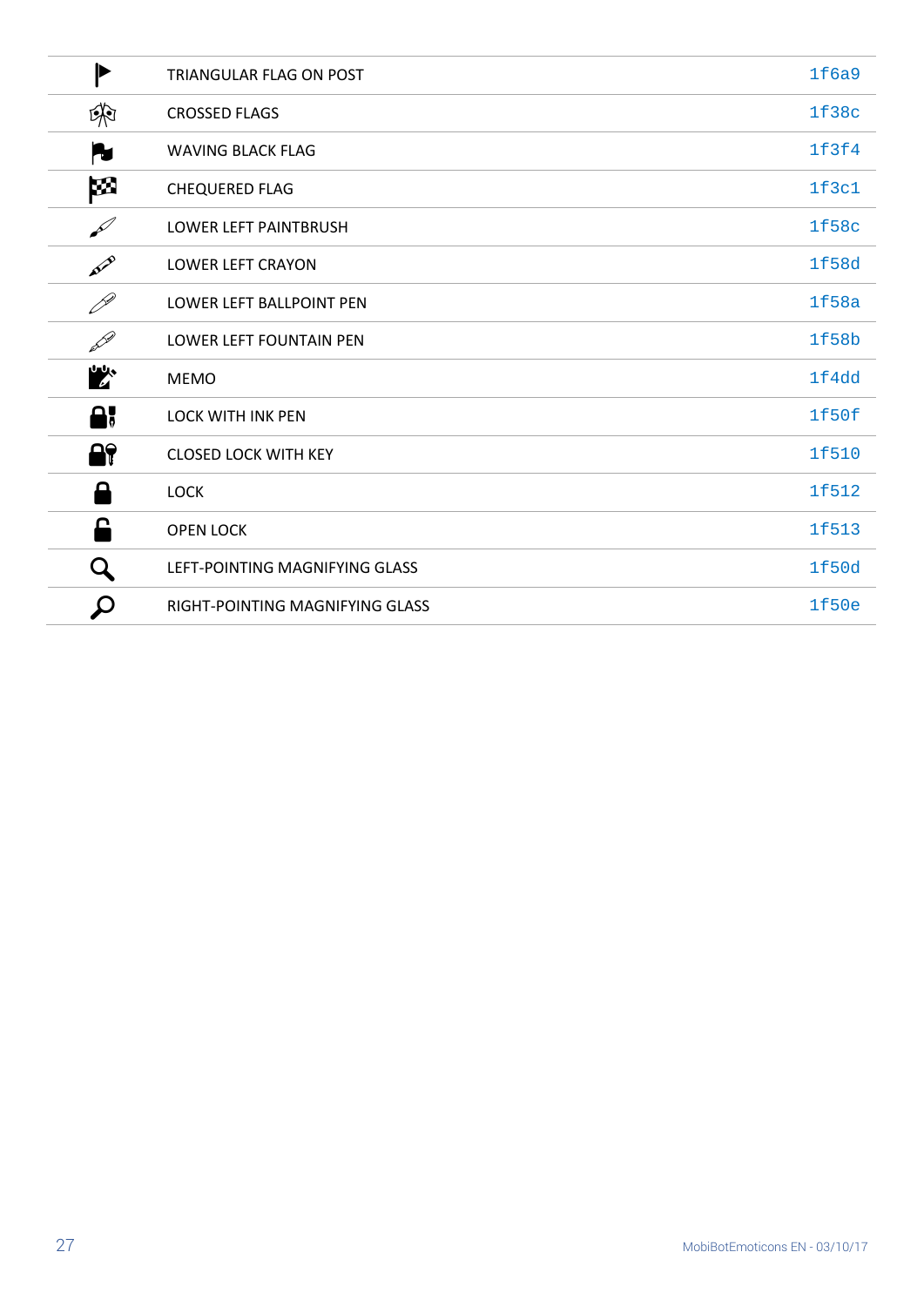| | | |
|---|---|---|
| | TRIANGULAR FLAG ON POST | 1f6a9 |
| | CROSSED FLAGS | 1f38c |
| | WAVING BLACK FLAG | 1f3f4 |
| | CHEQUERED FLAG | 1f3c1 |
| | LOWER LEFT PAINTBRUSH | 1f58c |
| | LOWER LEFT CRAYON | 1f58d |
| | LOWER LEFT BALLPOINT PEN | 1f58a |
| | LOWER LEFT FOUNTAIN PEN | 1f58b |
| | MEMO | 1f4dd |
| | LOCK WITH INK PEN | 1f50f |
| | CLOSED LOCK WITH KEY | 1f510 |
| | LOCK | 1f512 |
| | OPEN LOCK | 1f513 |
| | LEFT-POINTING MAGNIFYING GLASS | 1f50d |
| | RIGHT-POINTING MAGNIFYING GLASS | 1f50e |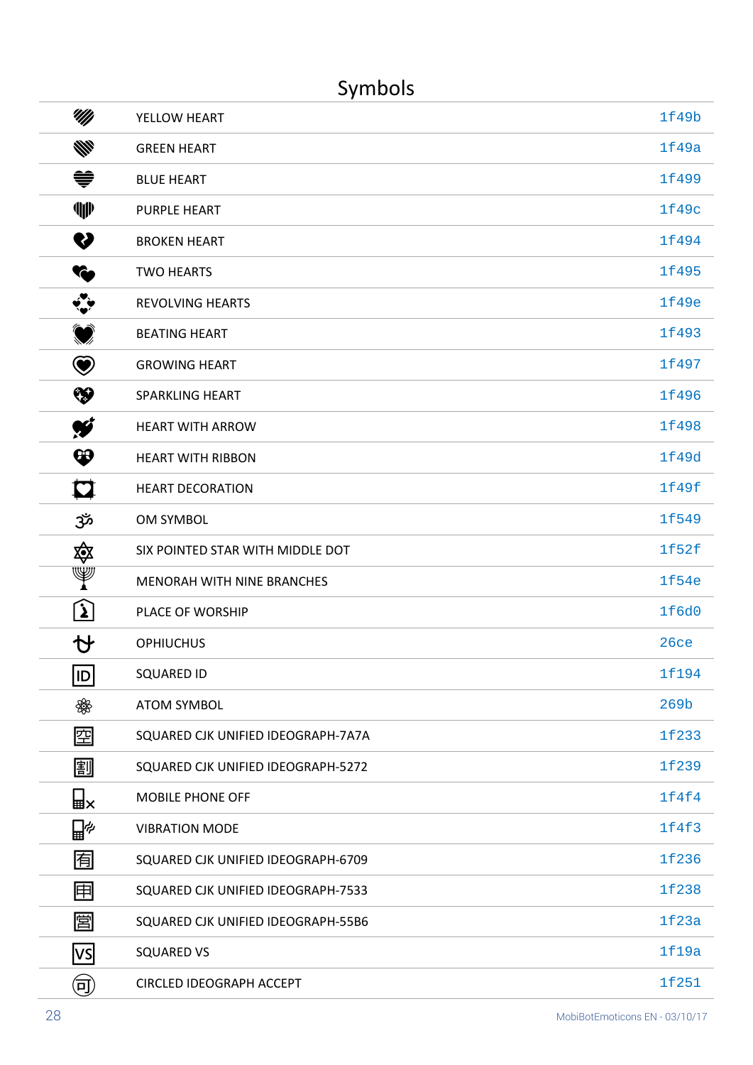# Symbols

| | | |
|---|---|---|
| 💛 | YELLOW HEART | 1f49b |
| 💚 | GREEN HEART | 1f49a |
| 💙 | BLUE HEART | 1f499 |
| 💜 | PURPLE HEART | 1f49c |
| 💔 | BROKEN HEART | 1f494 |
| 💕 | TWO HEARTS | 1f495 |
| 💞 | REVOLVING HEARTS | 1f49e |
| 💓 | BEATING HEART | 1f493 |
| 💗 | GROWING HEART | 1f497 |
| 💖 | SPARKLING HEART | 1f496 |
| 💘 | HEART WITH ARROW | 1f498 |
| 💝 | HEART WITH RIBBON | 1f49d |
| 💟 | HEART DECORATION | 1f49f |
| 🕉 | OM SYMBOL | 1f549 |
| 🔯 | SIX POINTED STAR WITH MIDDLE DOT | 1f52f |
| 🕎 | MENORAH WITH NINE BRANCHES | 1f54e |
| 🛐 | PLACE OF WORSHIP | 1f6d0 |
| ⛎ | OPHIUCHUS | 26ce |
| 🆔 | SQUARED ID | 1f194 |
| ⚛ | ATOM SYMBOL | 269b |
| 🈳 | SQUARED CJK UNIFIED IDEOGRAPH-7A7A | 1f233 |
| 🈹 | SQUARED CJK UNIFIED IDEOGRAPH-5272 | 1f239 |
| 📴 | MOBILE PHONE OFF | 1f4f4 |
| 📳 | VIBRATION MODE | 1f4f3 |
| 🈶 | SQUARED CJK UNIFIED IDEOGRAPH-6709 | 1f236 |
| 🈸 | SQUARED CJK UNIFIED IDEOGRAPH-7533 | 1f238 |
| 🈺 | SQUARED CJK UNIFIED IDEOGRAPH-55B6 | 1f23a |
| 🆚 | SQUARED VS | 1f19a |
| 🉑 | CIRCLED IDEOGRAPH ACCEPT | 1f251 |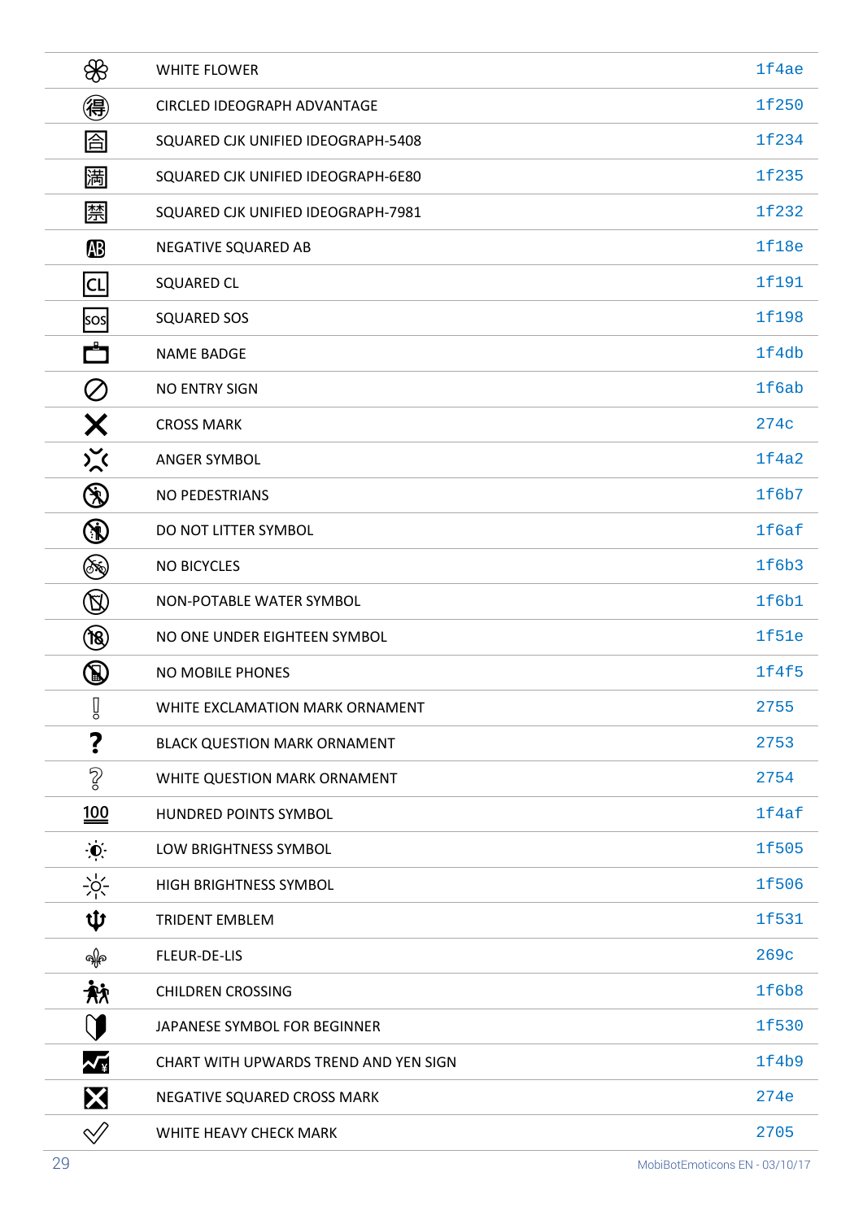| | | |
|---|---|---|
| 💮 | WHITE FLOWER | 1f4ae |
| 🉐 | CIRCLED IDEOGRAPH ADVANTAGE | 1f250 |
| 🈴 | SQUARED CJK UNIFIED IDEOGRAPH-5408 | 1f234 |
| 🈵 | SQUARED CJK UNIFIED IDEOGRAPH-6E80 | 1f235 |
| 🈲 | SQUARED CJK UNIFIED IDEOGRAPH-7981 | 1f232 |
| 🆎 | NEGATIVE SQUARED AB | 1f18e |
| 🆑 | SQUARED CL | 1f191 |
| 🆘 | SQUARED SOS | 1f198 |
| 📛 | NAME BADGE | 1f4db |
| 🚫 | NO ENTRY SIGN | 1f6ab |
| ❌ | CROSS MARK | 274c |
| 💢 | ANGER SYMBOL | 1f4a2 |
| 🚷 | NO PEDESTRIANS | 1f6b7 |
| 🚯 | DO NOT LITTER SYMBOL | 1f6af |
| 🚳 | NO BICYCLES | 1f6b3 |
| 🚱 | NON-POTABLE WATER SYMBOL | 1f6b1 |
| 🔞 | NO ONE UNDER EIGHTEEN SYMBOL | 1f51e |
| 📵 | NO MOBILE PHONES | 1f4f5 |
| ❕ | WHITE EXCLAMATION MARK ORNAMENT | 2755 |
| ❓ | BLACK QUESTION MARK ORNAMENT | 2753 |
| ❔ | WHITE QUESTION MARK ORNAMENT | 2754 |
| 💯 | HUNDRED POINTS SYMBOL | 1f4af |
| 🔅 | LOW BRIGHTNESS SYMBOL | 1f505 |
| 🔆 | HIGH BRIGHTNESS SYMBOL | 1f506 |
| 🔱 | TRIDENT EMBLEM | 1f531 |
| ⚜ | FLEUR-DE-LIS | 269c |
| 🚸 | CHILDREN CROSSING | 1f6b8 |
| 🔰 | JAPANESE SYMBOL FOR BEGINNER | 1f530 |
| 💹 | CHART WITH UPWARDS TREND AND YEN SIGN | 1f4b9 |
| ❎ | NEGATIVE SQUARED CROSS MARK | 274e |
| ✅ | WHITE HEAVY CHECK MARK | 2705 |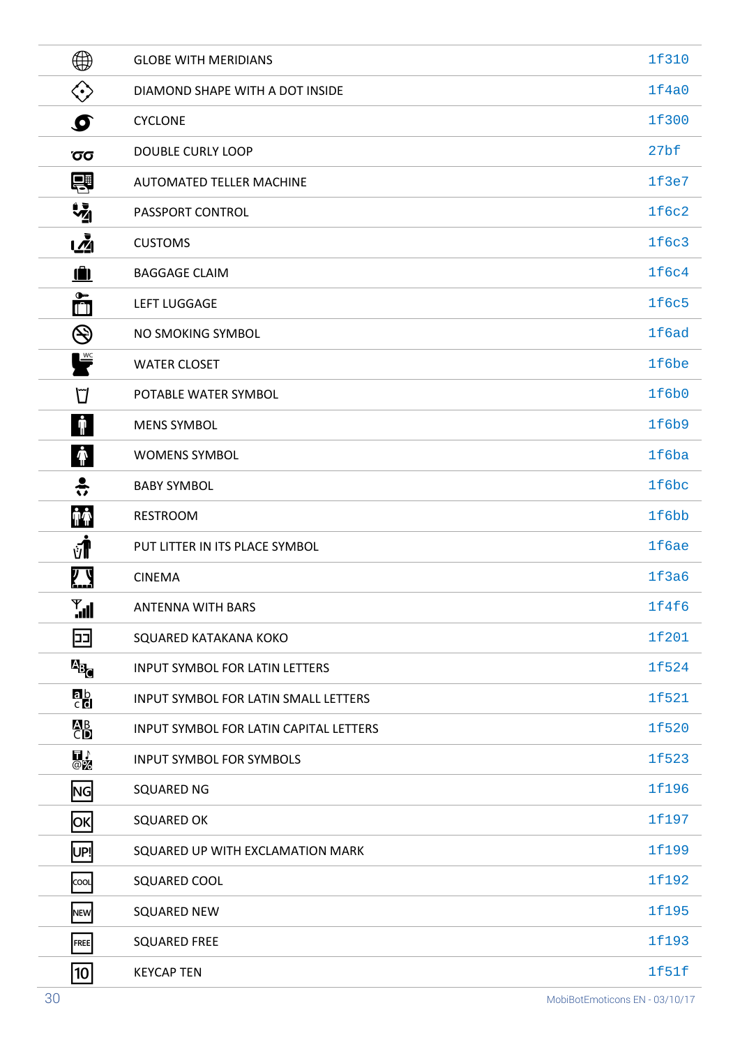| | | |
|---|---|---|
| | GLOBE WITH MERIDIANS | 1f310 |
| | DIAMOND SHAPE WITH A DOT INSIDE | 1f4a0 |
| | CYCLONE | 1f300 |
| | DOUBLE CURLY LOOP | 27bf |
| | AUTOMATED TELLER MACHINE | 1f3e7 |
| | PASSPORT CONTROL | 1f6c2 |
| | CUSTOMS | 1f6c3 |
| | BAGGAGE CLAIM | 1f6c4 |
| | LEFT LUGGAGE | 1f6c5 |
| | NO SMOKING SYMBOL | 1f6ad |
| | WATER CLOSET | 1f6be |
| | POTABLE WATER SYMBOL | 1f6b0 |
| | MENS SYMBOL | 1f6b9 |
| | WOMENS SYMBOL | 1f6ba |
| | BABY SYMBOL | 1f6bc |
| | RESTROOM | 1f6bb |
| | PUT LITTER IN ITS PLACE SYMBOL | 1f6ae |
| | CINEMA | 1f3a6 |
| | ANTENNA WITH BARS | 1f4f6 |
| | SQUARED KATAKANA KOKO | 1f201 |
| | INPUT SYMBOL FOR LATIN LETTERS | 1f524 |
| | INPUT SYMBOL FOR LATIN SMALL LETTERS | 1f521 |
| | INPUT SYMBOL FOR LATIN CAPITAL LETTERS | 1f520 |
| | INPUT SYMBOL FOR SYMBOLS | 1f523 |
| NG | SQUARED NG | 1f196 |
| OK | SQUARED OK | 1f197 |
| UP! | SQUARED UP WITH EXCLAMATION MARK | 1f199 |
| COOL | SQUARED COOL | 1f192 |
| NEW | SQUARED NEW | 1f195 |
| FREE | SQUARED FREE | 1f193 |
| 10 | KEYCAP TEN | 1f51f |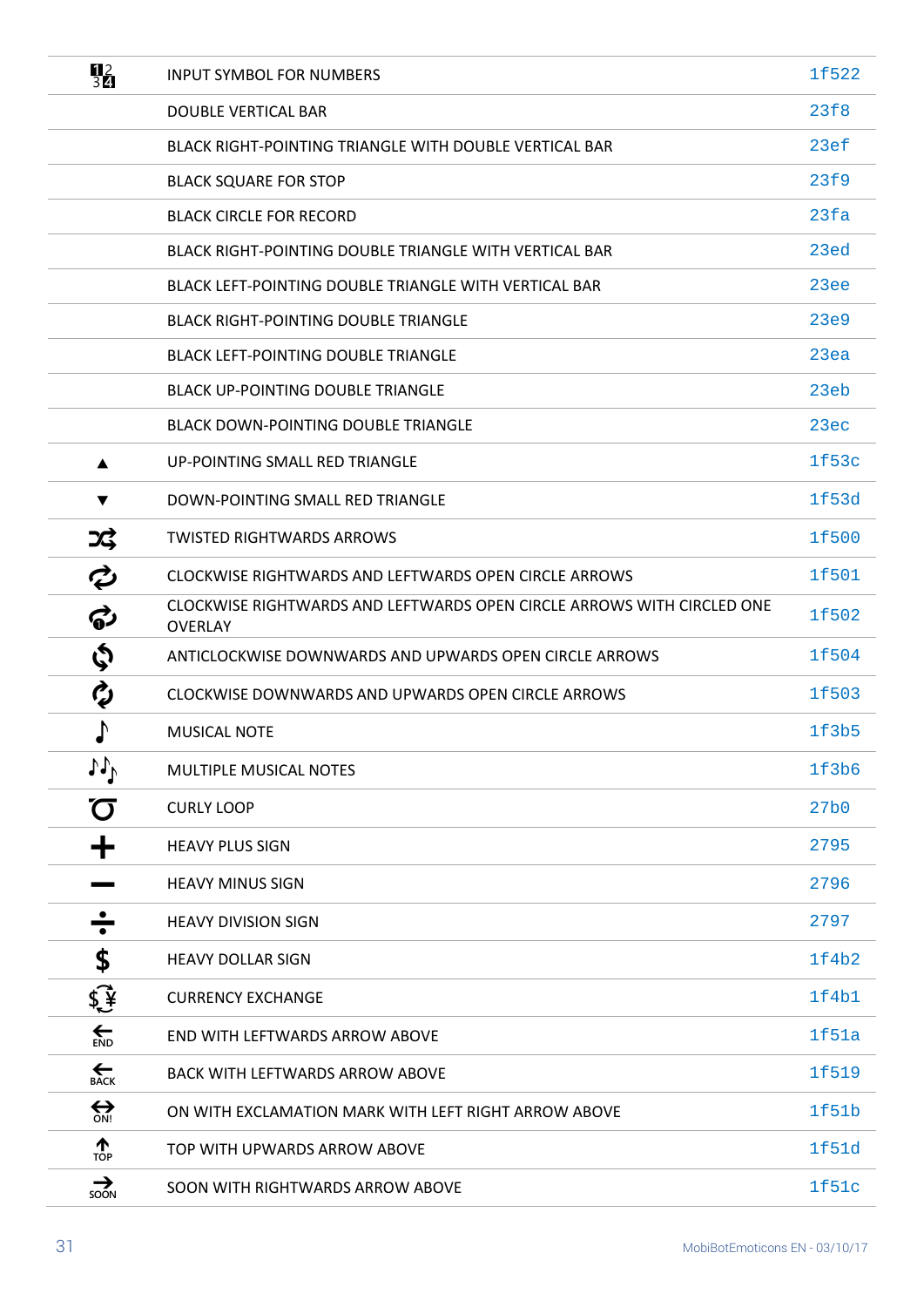| | | |
|---|---|---|
| 🔢 | INPUT SYMBOL FOR NUMBERS | 1f522 |
| | DOUBLE VERTICAL BAR | 23f8 |
| | BLACK RIGHT-POINTING TRIANGLE WITH DOUBLE VERTICAL BAR | 23ef |
| | BLACK SQUARE FOR STOP | 23f9 |
| | BLACK CIRCLE FOR RECORD | 23fa |
| | BLACK RIGHT-POINTING DOUBLE TRIANGLE WITH VERTICAL BAR | 23ed |
| | BLACK LEFT-POINTING DOUBLE TRIANGLE WITH VERTICAL BAR | 23ee |
| | BLACK RIGHT-POINTING DOUBLE TRIANGLE | 23e9 |
| | BLACK LEFT-POINTING DOUBLE TRIANGLE | 23ea |
| | BLACK UP-POINTING DOUBLE TRIANGLE | 23eb |
| | BLACK DOWN-POINTING DOUBLE TRIANGLE | 23ec |
| ▲ | UP-POINTING SMALL RED TRIANGLE | 1f53c |
| ▼ | DOWN-POINTING SMALL RED TRIANGLE | 1f53d |
| 🔀 | TWISTED RIGHTWARDS ARROWS | 1f500 |
| 🔁 | CLOCKWISE RIGHTWARDS AND LEFTWARDS OPEN CIRCLE ARROWS | 1f501 |
| 🔂 | CLOCKWISE RIGHTWARDS AND LEFTWARDS OPEN CIRCLE ARROWS WITH CIRCLED ONE OVERLAY | 1f502 |
| 🔄 | ANTICLOCKWISE DOWNWARDS AND UPWARDS OPEN CIRCLE ARROWS | 1f504 |
| 🔃 | CLOCKWISE DOWNWARDS AND UPWARDS OPEN CIRCLE ARROWS | 1f503 |
| 🎵 | MUSICAL NOTE | 1f3b5 |
| 🎶 | MULTIPLE MUSICAL NOTES | 1f3b6 |
| ➰ | CURLY LOOP | 27b0 |
| ➕ | HEAVY PLUS SIGN | 2795 |
| ➖ | HEAVY MINUS SIGN | 2796 |
| ➗ | HEAVY DIVISION SIGN | 2797 |
| 💲 | HEAVY DOLLAR SIGN | 1f4b2 |
| 💱 | CURRENCY EXCHANGE | 1f4b1 |
| 🔚 | END WITH LEFTWARDS ARROW ABOVE | 1f51a |
| 🔙 | BACK WITH LEFTWARDS ARROW ABOVE | 1f519 |
| 🔛 | ON WITH EXCLAMATION MARK WITH LEFT RIGHT ARROW ABOVE | 1f51b |
| 🔝 | TOP WITH UPWARDS ARROW ABOVE | 1f51d |
| 🔜 | SOON WITH RIGHTWARDS ARROW ABOVE | 1f51c |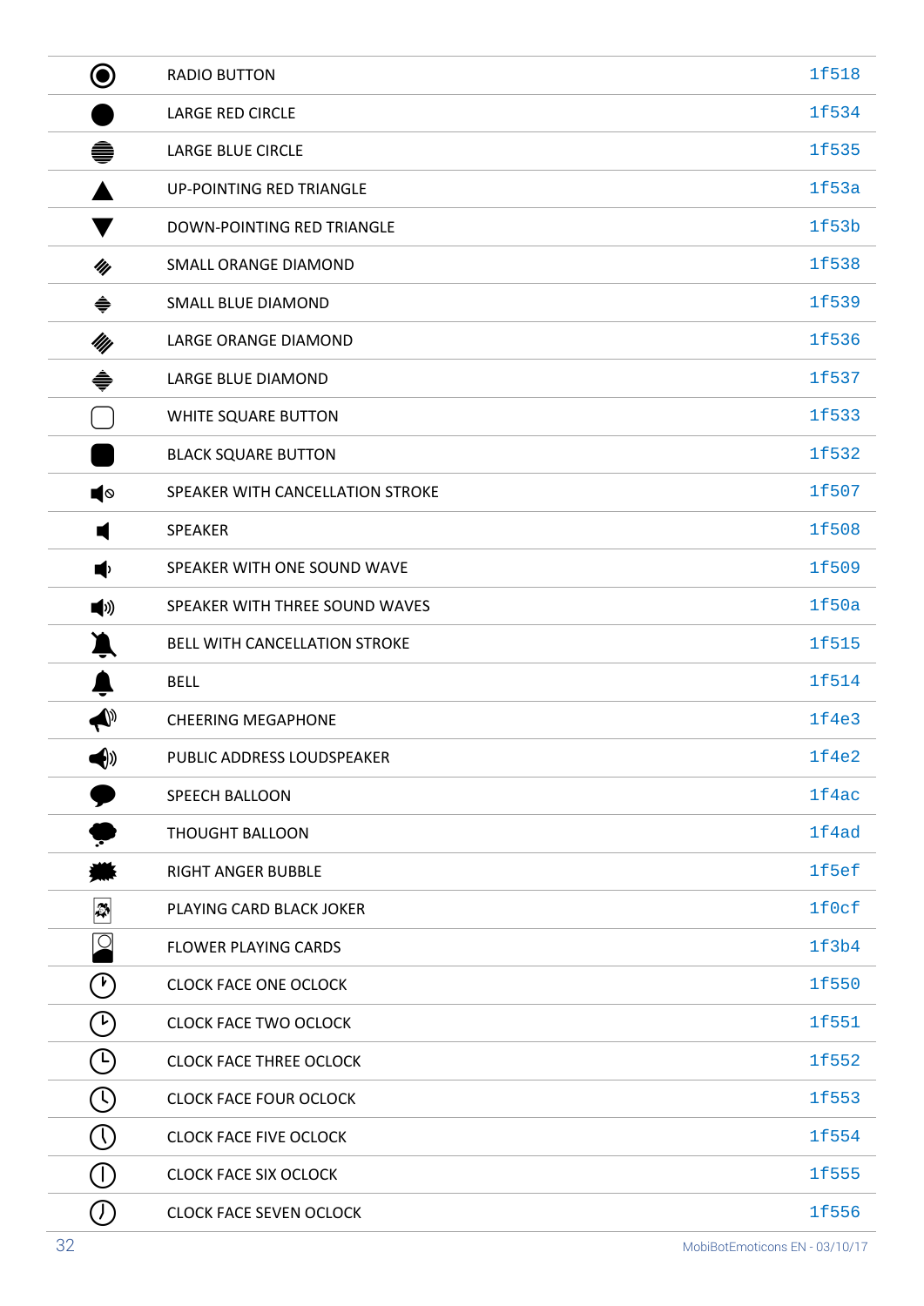| | | |
|---|---|---|
| ◉ | RADIO BUTTON | 1f518 |
| ● | LARGE RED CIRCLE | 1f534 |
| ● | LARGE BLUE CIRCLE | 1f535 |
| ▲ | UP-POINTING RED TRIANGLE | 1f53a |
| ▼ | DOWN-POINTING RED TRIANGLE | 1f53b |
| ◆ | SMALL ORANGE DIAMOND | 1f538 |
| ◆ | SMALL BLUE DIAMOND | 1f539 |
| ◆ | LARGE ORANGE DIAMOND | 1f536 |
| ◆ | LARGE BLUE DIAMOND | 1f537 |
| ▢ | WHITE SQUARE BUTTON | 1f533 |
| ■ | BLACK SQUARE BUTTON | 1f532 |
| 🔇 | SPEAKER WITH CANCELLATION STROKE | 1f507 |
| 🔈 | SPEAKER | 1f508 |
| 🔉 | SPEAKER WITH ONE SOUND WAVE | 1f509 |
| 🔊 | SPEAKER WITH THREE SOUND WAVES | 1f50a |
| 🔕 | BELL WITH CANCELLATION STROKE | 1f515 |
| 🔔 | BELL | 1f514 |
| 📣 | CHEERING MEGAPHONE | 1f4e3 |
| 📢 | PUBLIC ADDRESS LOUDSPEAKER | 1f4e2 |
| 💬 | SPEECH BALLOON | 1f4ac |
| 💭 | THOUGHT BALLOON | 1f4ad |
| 🗯 | RIGHT ANGER BUBBLE | 1f5ef |
| 🃏 | PLAYING CARD BLACK JOKER | 1f0cf |
| 🎴 | FLOWER PLAYING CARDS | 1f3b4 |
| 🕐 | CLOCK FACE ONE OCLOCK | 1f550 |
| 🕑 | CLOCK FACE TWO OCLOCK | 1f551 |
| 🕒 | CLOCK FACE THREE OCLOCK | 1f552 |
| 🕓 | CLOCK FACE FOUR OCLOCK | 1f553 |
| 🕔 | CLOCK FACE FIVE OCLOCK | 1f554 |
| 🕕 | CLOCK FACE SIX OCLOCK | 1f555 |
| 🕖 | CLOCK FACE SEVEN OCLOCK | 1f556 |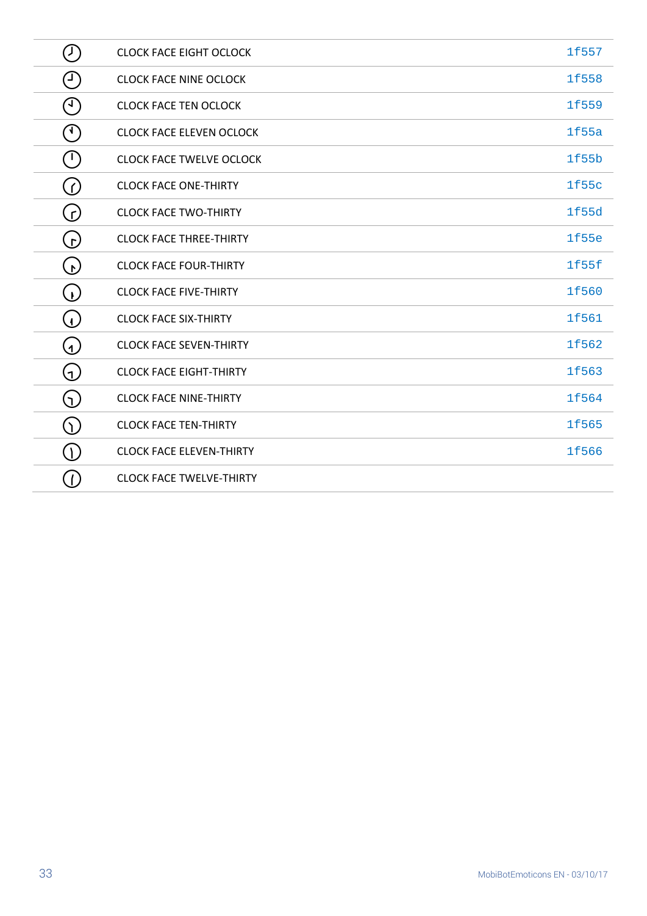| | | |
|---|---|---|
| 🕗 | CLOCK FACE EIGHT OCLOCK | 1f557 |
| 🕘 | CLOCK FACE NINE OCLOCK | 1f558 |
| 🕙 | CLOCK FACE TEN OCLOCK | 1f559 |
| 🕚 | CLOCK FACE ELEVEN OCLOCK | 1f55a |
| 🕛 | CLOCK FACE TWELVE OCLOCK | 1f55b |
| 🕜 | CLOCK FACE ONE-THIRTY | 1f55c |
| 🕝 | CLOCK FACE TWO-THIRTY | 1f55d |
| 🕞 | CLOCK FACE THREE-THIRTY | 1f55e |
| 🕟 | CLOCK FACE FOUR-THIRTY | 1f55f |
| 🕠 | CLOCK FACE FIVE-THIRTY | 1f560 |
| 🕡 | CLOCK FACE SIX-THIRTY | 1f561 |
| 🕢 | CLOCK FACE SEVEN-THIRTY | 1f562 |
| 🕣 | CLOCK FACE EIGHT-THIRTY | 1f563 |
| 🕤 | CLOCK FACE NINE-THIRTY | 1f564 |
| 🕥 | CLOCK FACE TEN-THIRTY | 1f565 |
| 🕦 | CLOCK FACE ELEVEN-THIRTY | 1f566 |
| 🕧 | CLOCK FACE TWELVE-THIRTY | |